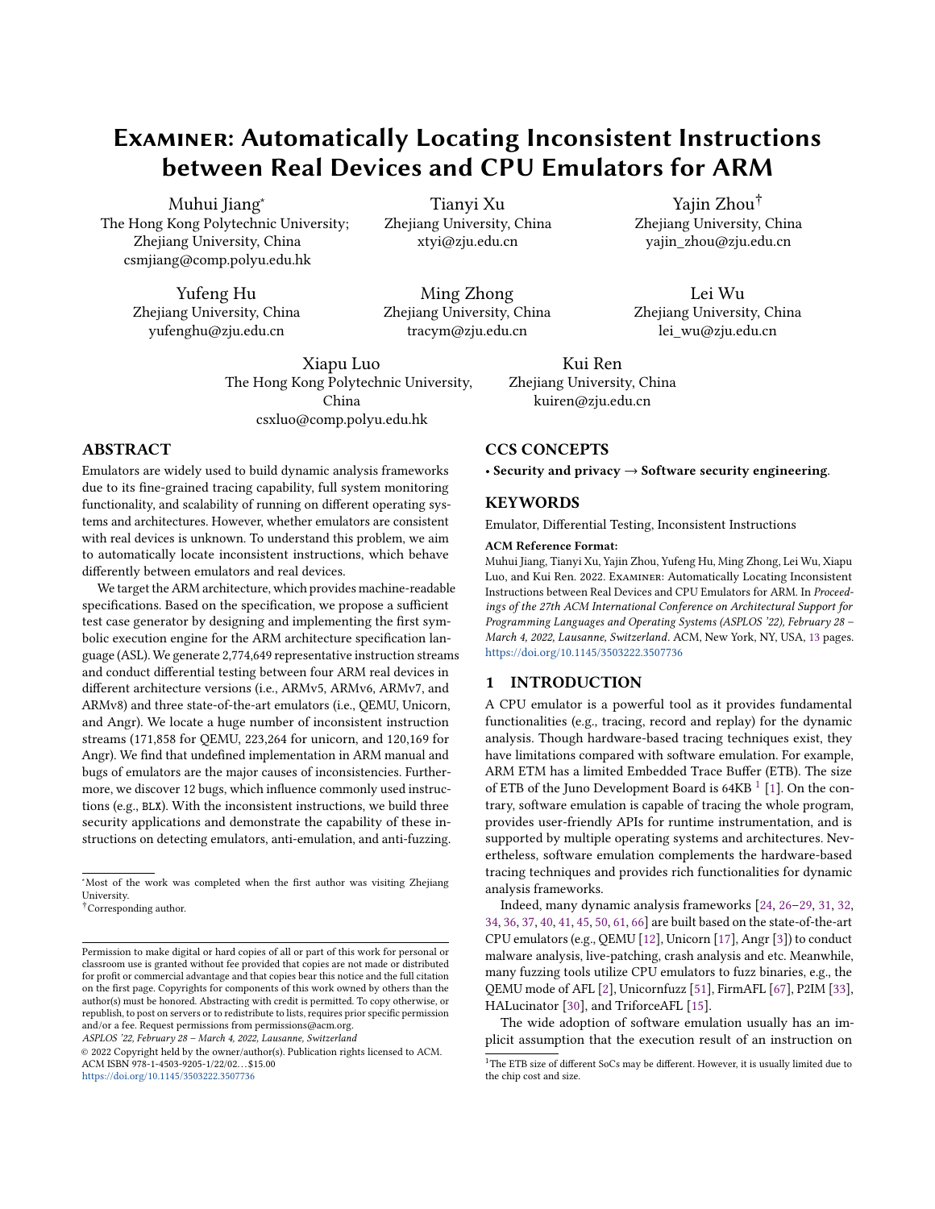# EXAMINER: Automatically Locating Inconsistent Instructions between Real Devices and CPU Emulators for ARM

Muhui Jiang*
The Hong Kong Polytechnic University; Zhejiang University, China
csmjiang@comp.polyu.edu.hk

Tianyi Xu
Zhejiang University, China
xtyi@zju.edu.cn

Yajin Zhou†
Zhejiang University, China
yajin_zhou@zju.edu.cn

Yufeng Hu
Zhejiang University, China
yufenghu@zju.edu.cn

Ming Zhong
Zhejiang University, China
tracym@zju.edu.cn

Lei Wu
Zhejiang University, China
lei_wu@zju.edu.cn

Xiapu Luo
The Hong Kong Polytechnic University, China
csxluo@comp.polyu.edu.hk

Kui Ren
Zhejiang University, China
kuiren@zju.edu.cn

## ABSTRACT

Emulators are widely used to build dynamic analysis frameworks due to its fine-grained tracing capability, full system monitoring functionality, and scalability of running on different operating systems and architectures. However, whether emulators are consistent with real devices is unknown. To understand this problem, we aim to automatically locate inconsistent instructions, which behave differently between emulators and real devices.

We target the ARM architecture, which provides machine-readable specifications. Based on the specification, we propose a sufficient test case generator by designing and implementing the first symbolic execution engine for the ARM architecture specification language (ASL). We generate 2,774,649 representative instruction streams and conduct differential testing between four ARM real devices in different architecture versions (i.e., ARMv5, ARMv6, ARMv7, and ARMv8) and three state-of-the-art emulators (i.e., QEMU, Unicorn, and Angr). We locate a huge number of inconsistent instruction streams (171,858 for QEMU, 223,264 for unicorn, and 120,169 for Angr). We find that undefined implementation in ARM manual and bugs of emulators are the major causes of inconsistencies. Furthermore, we discover 12 bugs, which influence commonly used instructions (e.g., BLX). With the inconsistent instructions, we build three security applications and demonstrate the capability of these instructions on detecting emulators, anti-emulation, and anti-fuzzing.

*Most of the work was completed when the first author was visiting Zhejiang University.
†Corresponding author.

Permission to make digital or hard copies of all or part of this work for personal or classroom use is granted without fee provided that copies are not made or distributed for profit or commercial advantage and that copies bear this notice and the full citation on the first page. Copyrights for components of this work owned by others than the author(s) must be honored. Abstracting with credit is permitted. To copy otherwise, or republish, to post on servers or to redistribute to lists, requires prior specific permission and/or a fee. Request permissions from permissions@acm.org.
*ASPLOS '22, February 28 – March 4, 2022, Lausanne, Switzerland*
© 2022 Copyright held by the owner/author(s). Publication rights licensed to ACM.
ACM ISBN 978-1-4503-9205-1/22/02…$15.00
https://doi.org/10.1145/3503222.3507736

## CCS CONCEPTS

• **Security and privacy → Software security engineering**.

## KEYWORDS

Emulator, Differential Testing, Inconsistent Instructions

**ACM Reference Format:**
Muhui Jiang, Tianyi Xu, Yajin Zhou, Yufeng Hu, Ming Zhong, Lei Wu, Xiapu Luo, and Kui Ren. 2022. EXAMINER: Automatically Locating Inconsistent Instructions between Real Devices and CPU Emulators for ARM. In *Proceedings of the 27th ACM International Conference on Architectural Support for Programming Languages and Operating Systems (ASPLOS '22), February 28 – March 4, 2022, Lausanne, Switzerland*. ACM, New York, NY, USA, 13 pages. https://doi.org/10.1145/3503222.3507736

## 1 INTRODUCTION

A CPU emulator is a powerful tool as it provides fundamental functionalities (e.g., tracing, record and replay) for the dynamic analysis. Though hardware-based tracing techniques exist, they have limitations compared with software emulation. For example, ARM ETM has a limited Embedded Trace Buffer (ETB). The size of ETB of the Juno Development Board is 64KB [1] [1]. On the contrary, software emulation is capable of tracing the whole program, provides user-friendly APIs for runtime instrumentation, and is supported by multiple operating systems and architectures. Nevertheless, software emulation complements the hardware-based tracing techniques and provides rich functionalities for dynamic analysis frameworks.

Indeed, many dynamic analysis frameworks [24, 26–29, 31, 32, 34, 36, 37, 40, 41, 45, 50, 61, 66] are built based on the state-of-the-art CPU emulators (e.g., QEMU [12], Unicorn [17], Angr [3]) to conduct malware analysis, live-patching, crash analysis and etc. Meanwhile, many fuzzing tools utilize CPU emulators to fuzz binaries, e.g., the QEMU mode of AFL [2], Unicornfuzz [51], FirmAFL [67], P2IM [33], HALucinator [30], and TriforceAFL [15].

The wide adoption of software emulation usually has an implicit assumption that the execution result of an instruction on

[1]The ETB size of different SoCs may be different. However, it is usually limited due to the chip cost and size.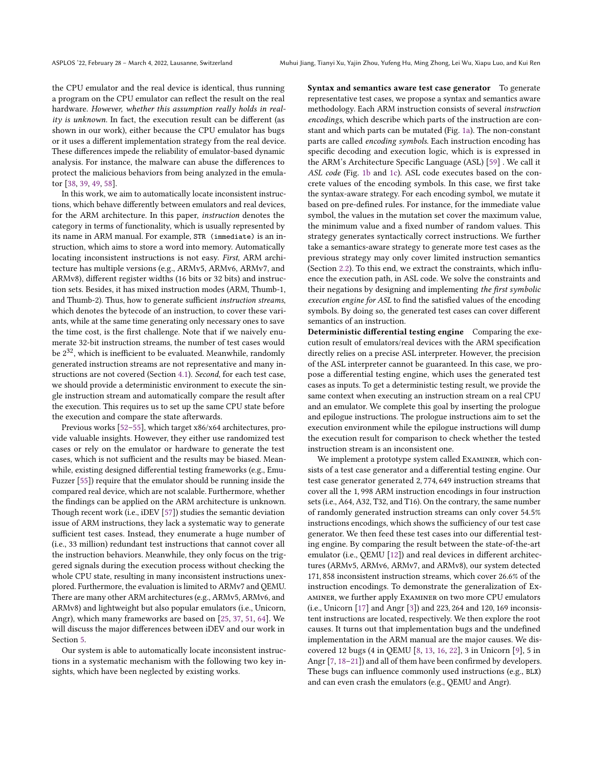the CPU emulator and the real device is identical, thus running a program on the CPU emulator can reflect the result on the real hardware. *However, whether this assumption really holds in reality is unknown.* In fact, the execution result can be different (as shown in our work), either because the CPU emulator has bugs or it uses a different implementation strategy from the real device. These differences impede the reliability of emulator-based dynamic analysis. For instance, the malware can abuse the differences to protect the malicious behaviors from being analyzed in the emulator [38, 39, 49, 58].

In this work, we aim to automatically locate inconsistent instructions, which behave differently between emulators and real devices, for the ARM architecture. In this paper, *instruction* denotes the category in terms of functionality, which is usually represented by its name in ARM manual. For example, `STR (immediate)` is an instruction, which aims to store a word into memory. Automatically locating inconsistent instructions is not easy. *First*, ARM architecture has multiple versions (e.g., ARMv5, ARMv6, ARMv7, and ARMv8), different register widths (16 bits or 32 bits) and instruction sets. Besides, it has mixed instruction modes (ARM, Thumb-1, and Thumb-2). Thus, how to generate sufficient *instruction streams*, which denotes the bytecode of an instruction, to cover these variants, while at the same time generating only necessary ones to save the time cost, is the first challenge. Note that if we naively enumerate 32-bit instruction streams, the number of test cases would be $2^{32}$, which is inefficient to be evaluated. Meanwhile, randomly generated instruction streams are not representative and many instructions are not covered (Section 4.1). *Second*, for each test case, we should provide a deterministic environment to execute the single instruction stream and automatically compare the result after the execution. This requires us to set up the same CPU state before the execution and compare the state afterwards.

Previous works [52–55], which target x86/x64 architectures, provide valuable insights. However, they either use randomized test cases or rely on the emulator or hardware to generate the test cases, which is not sufficient and the results may be biased. Meanwhile, existing designed differential testing frameworks (e.g., EmuFuzzer [55]) require that the emulator should be running inside the compared real device, which are not scalable. Furthermore, whether the findings can be applied on the ARM architecture is unknown. Though recent work (i.e., iDEV [57]) studies the semantic deviation issue of ARM instructions, they lack a systematic way to generate sufficient test cases. Instead, they enumerate a huge number of (i.e., 33 million) redundant test instructions that cannot cover all the instruction behaviors. Meanwhile, they only focus on the triggered signals during the execution process without checking the whole CPU state, resulting in many inconsistent instructions unexplored. Furthermore, the evaluation is limited to ARMv7 and QEMU. There are many other ARM architectures (e.g., ARMv5, ARMv6, and ARMv8) and lightweight but also popular emulators (i.e., Unicorn, Angr), which many frameworks are based on [25, 37, 51, 64]. We will discuss the major differences between iDEV and our work in Section 5.

Our system is able to automatically locate inconsistent instructions in a systematic mechanism with the following two key insights, which have been neglected by existing works.

**Syntax and semantics aware test case generator** To generate representative test cases, we propose a syntax and semantics aware methodology. Each ARM instruction consists of several *instruction encodings*, which describe which parts of the instruction are constant and which parts can be mutated (Fig. 1a). The non-constant parts are called *encoding symbols*. Each instruction encoding has specific decoding and execution logic, which is is expressed in the ARM's Architecture Specific Language (ASL) [59] . We call it *ASL code* (Fig. 1b and 1c). ASL code executes based on the concrete values of the encoding symbols. In this case, we first take the syntax-aware strategy. For each encoding symbol, we mutate it based on pre-defined rules. For instance, for the immediate value symbol, the values in the mutation set cover the maximum value, the minimum value and a fixed number of random values. This strategy generates syntactically correct instructions. We further take a semantics-aware strategy to generate more test cases as the previous strategy may only cover limited instruction semantics (Section 2.2). To this end, we extract the constraints, which influence the execution path, in ASL code. We solve the constraints and their negations by designing and implementing *the first symbolic execution engine for ASL* to find the satisfied values of the encoding symbols. By doing so, the generated test cases can cover different semantics of an instruction.

**Deterministic differential testing engine** Comparing the execution result of emulators/real devices with the ARM specification directly relies on a precise ASL interpreter. However, the precision of the ASL interpreter cannot be guaranteed. In this case, we propose a differential testing engine, which uses the generated test cases as inputs. To get a deterministic testing result, we provide the same context when executing an instruction stream on a real CPU and an emulator. We complete this goal by inserting the prologue and epilogue instructions. The prologue instructions aim to set the execution environment while the epilogue instructions will dump the execution result for comparison to check whether the tested instruction stream is an inconsistent one.

We implement a prototype system called Examiner, which consists of a test case generator and a differential testing engine. Our test case generator generated 2, 774, 649 instruction streams that cover all the 1, 998 ARM instruction encodings in four instruction sets (i.e., A64, A32, T32, and T16). On the contrary, the same number of randomly generated instruction streams can only cover 54.5% instructions encodings, which shows the sufficiency of our test case generator. We then feed these test cases into our differential testing engine. By comparing the result between the state-of-the-art emulator (i.e., QEMU [12]) and real devices in different architectures (ARMv5, ARMv6, ARMv7, and ARMv8), our system detected 171, 858 inconsistent instruction streams, which cover 26.6% of the instruction encodings. To demonstrate the generalization of Examiner, we further apply Examiner on two more CPU emulators (i.e., Unicorn [17] and Angr [3]) and 223, 264 and 120, 169 inconsistent instructions are located, respectively. We then explore the root causes. It turns out that implementation bugs and the undefined implementation in the ARM manual are the major causes. We discovered 12 bugs (4 in QEMU [8, 13, 16, 22], 3 in Unicorn [9], 5 in Angr [7, 18–21]) and all of them have been confirmed by developers. These bugs can influence commonly used instructions (e.g., `BLX`) and can even crash the emulators (e.g., QEMU and Angr).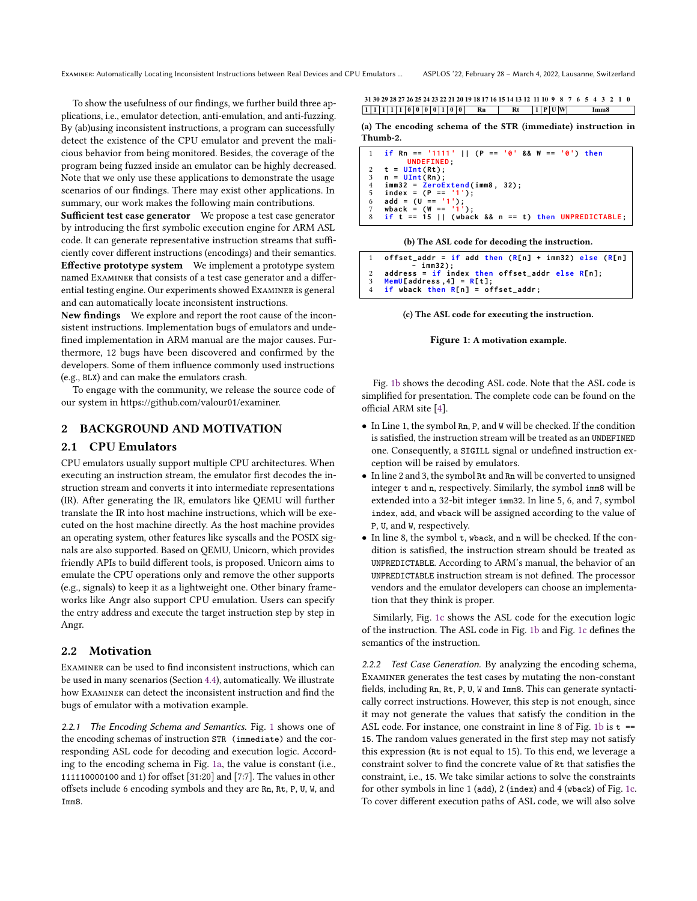To show the usefulness of our findings, we further build three applications, i.e., emulator detection, anti-emulation, and anti-fuzzing. By (ab)using inconsistent instructions, a program can successfully detect the existence of the CPU emulator and prevent the malicious behavior from being monitored. Besides, the coverage of the program being fuzzed inside an emulator can be highly decreased. Note that we only use these applications to demonstrate the usage scenarios of our findings. There may exist other applications. In summary, our work makes the following main contributions.

**Sufficient test case generator** We propose a test case generator by introducing the first symbolic execution engine for ARM ASL code. It can generate representative instruction streams that sufficiently cover different instructions (encodings) and their semantics.

**Effective prototype system** We implement a prototype system named Examiner that consists of a test case generator and a differential testing engine. Our experiments showed Examiner is general and can automatically locate inconsistent instructions.

**New findings** We explore and report the root cause of the inconsistent instructions. Implementation bugs of emulators and undefined implementation in ARM manual are the major causes. Furthermore, 12 bugs have been discovered and confirmed by the developers. Some of them influence commonly used instructions (e.g., `BLX`) and can make the emulators crash.

To engage with the community, we release the source code of our system in https://github.com/valour01/examiner.

## 2 BACKGROUND AND MOTIVATION

### 2.1 CPU Emulators

CPU emulators usually support multiple CPU architectures. When executing an instruction stream, the emulator first decodes the instruction stream and converts it into intermediate representations (IR). After generating the IR, emulators like QEMU will further translate the IR into host machine instructions, which will be executed on the host machine directly. As the host machine provides an operating system, other features like syscalls and the POSIX signals are also supported. Based on QEMU, Unicorn, which provides friendly APIs to build different tools, is proposed. Unicorn aims to emulate the CPU operations only and remove the other supports (e.g., signals) to keep it as a lightweight one. Other binary frameworks like Angr also support CPU emulation. Users can specify the entry address and execute the target instruction step by step in Angr.

### 2.2 Motivation

Examiner can be used to find inconsistent instructions, which can be used in many scenarios (Section 4.4), automatically. We illustrate how Examiner can detect the inconsistent instruction and find the bugs of emulator with a motivation example.

*2.2.1 The Encoding Schema and Semantics.* Fig. 1 shows one of the encoding schemas of instruction `STR (immediate)` and the corresponding ASL code for decoding and execution logic. According to the encoding schema in Fig. 1a, the value is constant (i.e., 111110000100 and 1) for offset [31:20] and [7:7]. The values in other offsets include 6 encoding symbols and they are `Rn`, `Rt`, `P`, `U`, `W`, and `Imm8`.

| 31 | 30 | 29 | 28 | 27 | 26 | 25 | 24 | 23 | 22 | 21 | 20 | 19–16 | 15–12 | 11 | 10 | 9 | 8 | 7–0 |
|---|---|---|---|---|---|---|---|---|---|---|---|---|---|---|---|---|---|---|
| 1 | 1 | 1 | 1 | 1 | 0 | 0 | 0 | 0 | 1 | 0 | 0 | Rn | Rt | 1 | P | U | W | Imm8 |

**(a) The encoding schema of the STR (immediate) instruction in Thumb-2.**

```
1  if Rn == '1111' || (P == '0' && W == '0') then
       UNDEFINED;
2  t = UInt(Rt);
3  n = UInt(Rn);
4  imm32 = ZeroExtend(imm8, 32);
5  index = (P == '1');
6  add = (U == '1');
7  wback = (W == '1');
8  if t == 15 || (wback && n == t) then UNPREDICTABLE;
```

**(b) The ASL code for decoding the instruction.**

```
1  offset_addr = if add then (R[n] + imm32) else (R[n]
       - imm32);
2  address = if index then offset_addr else R[n];
3  MemU[address,4] = R[t];
4  if wback then R[n] = offset_addr;
```

**(c) The ASL code for executing the instruction.**

**Figure 1: A motivation example.**

Fig. 1b shows the decoding ASL code. Note that the ASL code is simplified for presentation. The complete code can be found on the official ARM site [4].

- In Line 1, the symbol `Rn`, `P`, and `W` will be checked. If the condition is satisfied, the instruction stream will be treated as an `UNDEFINED` one. Consequently, a `SIGILL` signal or undefined instruction exception will be raised by emulators.
- In line 2 and 3, the symbol `Rt` and `Rn` will be converted to unsigned integer `t` and `n`, respectively. Similarly, the symbol `imm8` will be extended into a 32-bit integer `imm32`. In line 5, 6, and 7, symbol `index`, `add`, and `wback` will be assigned according to the value of `P`, `U`, and `W`, respectively.
- In line 8, the symbol `t`, `wback`, and `n` will be checked. If the condition is satisfied, the instruction stream should be treated as `UNPREDICTABLE`. According to ARM's manual, the behavior of an `UNPREDICTABLE` instruction stream is not defined. The processor vendors and the emulator developers can choose an implementation that they think is proper.

Similarly, Fig. 1c shows the ASL code for the execution logic of the instruction. The ASL code in Fig. 1b and Fig. 1c defines the semantics of the instruction.

*2.2.2 Test Case Generation.* By analyzing the encoding schema, Examiner generates the test cases by mutating the non-constant fields, including `Rn`, `Rt`, `P`, `U`, `W` and `Imm8`. This can generate syntactically correct instructions. However, this step is not enough, since it may not generate the values that satisfy the condition in the ASL code. For instance, one constraint in line 8 of Fig. 1b is `t == 15`. The random values generated in the first step may not satisfy this expression (`Rt` is not equal to 15). To this end, we leverage a constraint solver to find the concrete value of `Rt` that satisfies the constraint, i.e., 15. We take similar actions to solve the constraints for other symbols in line 1 (`add`), 2 (`index`) and 4 (`wback`) of Fig. 1c. To cover different execution paths of ASL code, we will also solve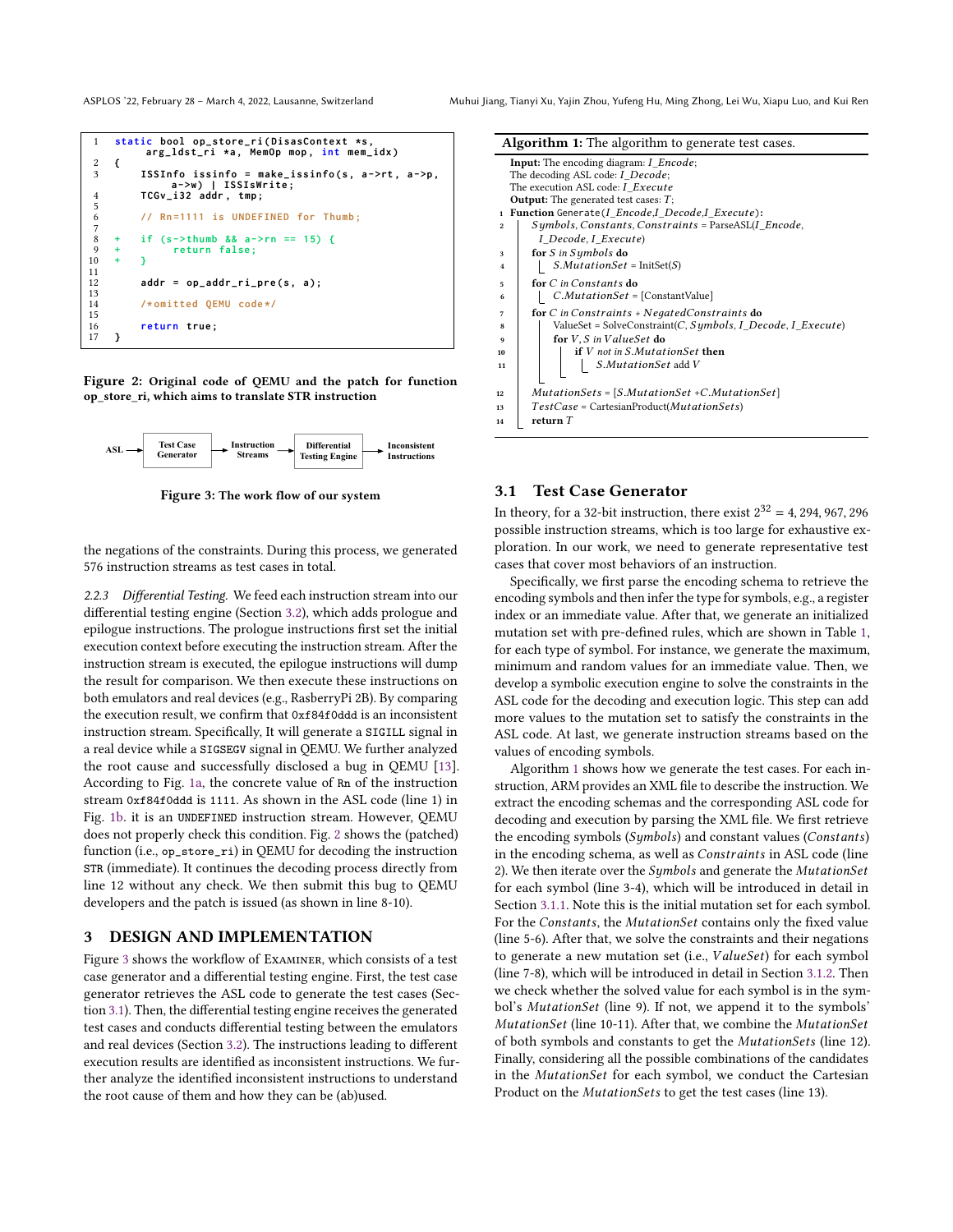```
1   static bool op_store_ri(DisasContext *s,
         arg_ldst_ri *a, MemOp mop, int mem_idx)
2   {
3       ISSInfo issinfo = make_issinfo(s, a->rt, a->p,
             a->w) | ISSIsWrite;
4       TCGv_i32 addr, tmp;
5
6       // Rn=1111 is UNDEFINED for Thumb;
7
8   +   if (s->thumb && a->rn == 15) {
9   +       return false;
10  +   }
11
12      addr = op_addr_ri_pre(s, a);
13
14      /*omitted QEMU code*/
15
16      return true;
17  }
```

**Figure 2: Original code of QEMU and the patch for function op_store_ri, which aims to translate STR instruction**

ASL → Test Case Generator → Instruction Streams → Differential Testing Engine → Inconsistent Instructions

**Figure 3: The work flow of our system**

the negations of the constraints. During this process, we generated 576 instruction streams as test cases in total.

*2.2.3 Differential Testing.* We feed each instruction stream into our differential testing engine (Section 3.2), which adds prologue and epilogue instructions. The prologue instructions first set the initial execution context before executing the instruction stream. After the instruction stream is executed, the epilogue instructions will dump the result for comparison. We then execute these instructions on both emulators and real devices (e.g., RasberryPi 2B). By comparing the execution result, we confirm that `0xf84f0ddd` is an inconsistent instruction stream. Specifically, It will generate a `SIGILL` signal in a real device while a `SIGSEGV` signal in QEMU. We further analyzed the root cause and successfully disclosed a bug in QEMU [13]. According to Fig. 1a, the concrete value of `Rn` of the instruction stream `0xf84f0ddd` is `1111`. As shown in the ASL code (line 1) in Fig. 1b. it is an `UNDEFINED` instruction stream. However, QEMU does not properly check this condition. Fig. 2 shows the (patched) function (i.e., `op_store_ri`) in QEMU for decoding the instruction `STR` (immediate). It continues the decoding process directly from line 12 without any check. We then submit this bug to QEMU developers and the patch is issued (as shown in line 8-10).

## 3 DESIGN AND IMPLEMENTATION

Figure 3 shows the workflow of Examiner, which consists of a test case generator and a differential testing engine. First, the test case generator retrieves the ASL code to generate the test cases (Section 3.1). Then, the differential testing engine receives the generated test cases and conducts differential testing between the emulators and real devices (Section 3.2). The instructions leading to different execution results are identified as inconsistent instructions. We further analyze the identified inconsistent instructions to understand the root cause of them and how they can be (ab)used.

**Algorithm 1:** The algorithm to generate test cases.

**Input:** The encoding diagram: *I_Encode*;
The decoding ASL code: *I_Decode*;
The execution ASL code: *I_Execute*
**Output:** The generated test cases: *T*;

```
1  Function Generate(I_Encode, I_Decode, I_Execute):
2      Symbols, Constants, Constraints = ParseASL(I_Encode,
           I_Decode, I_Execute)
3      for S in Symbols do
4          S.MutationSet = InitSet(S)
5      for C in Constants do
6          C.MutationSet = [ConstantValue]
7      for C in Constraints + NegatedConstraints do
8          ValueSet = SolveConstraint(C, Symbols, I_Decode, I_Execute)
9          for V, S in ValueSet do
10             if V not in S.MutationSet then
11                 S.MutationSet add V
12     MutationSets = [S.MutationSet + C.MutationSet]
13     TestCase = CartesianProduct(MutationSets)
14     return T
```

### 3.1 Test Case Generator

In theory, for a 32-bit instruction, there exist $2^{32} = 4,294,967,296$ possible instruction streams, which is too large for exhaustive exploration. In our work, we need to generate representative test cases that cover most behaviors of an instruction.

Specifically, we first parse the encoding schema to retrieve the encoding symbols and then infer the type for symbols, e.g., a register index or an immediate value. After that, we generate an initialized mutation set with pre-defined rules, which are shown in Table 1, for each type of symbol. For instance, we generate the maximum, minimum and random values for an immediate value. Then, we develop a symbolic execution engine to solve the constraints in the ASL code for the decoding and execution logic. This step can add more values to the mutation set to satisfy the constraints in the ASL code. At last, we generate instruction streams based on the values of encoding symbols.

Algorithm 1 shows how we generate the test cases. For each instruction, ARM provides an XML file to describe the instruction. We extract the encoding schemas and the corresponding ASL code for decoding and execution by parsing the XML file. We first retrieve the encoding symbols (*Symbols*) and constant values (*Constants*) in the encoding schema, as well as *Constraints* in ASL code (line 2). We then iterate over the *Symbols* and generate the *MutationSet* for each symbol (line 3-4), which will be introduced in detail in Section 3.1.1. Note this is the initial mutation set for each symbol. For the *Constants*, the *MutationSet* contains only the fixed value (line 5-6). After that, we solve the constraints and their negations to generate a new mutation set (i.e., *ValueSet*) for each symbol (line 7-8), which will be introduced in detail in Section 3.1.2. Then we check whether the solved value for each symbol is in the symbol's *MutationSet* (line 9). If not, we append it to the symbols' *MutationSet* (line 10-11). After that, we combine the *MutationSet* of both symbols and constants to get the *MutationSets* (line 12). Finally, considering all the possible combinations of the candidates in the *MutationSet* for each symbol, we conduct the Cartesian Product on the *MutationSets* to get the test cases (line 13).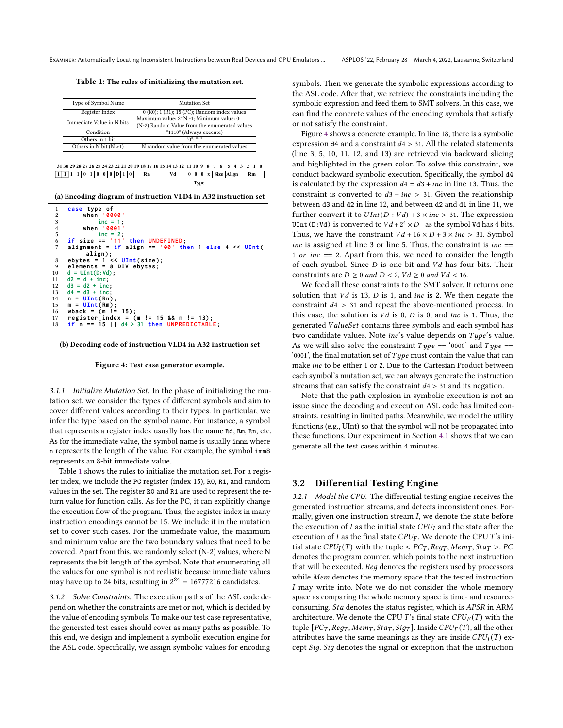Table 1: The rules of initializing the mutation set.

| Type of Symbol Name | Mutation Set |
|---|---|
| Register Index | 0 (R0); 1 (R1); 15 (PC); Random index values |
| Immediate Value in N bits | Maximum value: 2^N -1; Minimum value: 0; (N-2) Random Value from the enumerated values |
| Condition | "1110" (Always execute) |
| Others in 1 bit | "0"; "1" |
| Others in N bit (N >1) | N random value from the enumerated values |

| 31 | 30 | 29 | 28 | 27 | 26 | 25 | 24 | 23 | 22 | 21 | 20 | 19–16 | 15–12 | 11 10 9 8 | 7 6 | 5 4 | 3–0 |
|---|---|---|---|---|---|---|---|---|---|---|---|---|---|---|---|---|---|
| 1 | 1 | 1 | 1 | 0 | 1 | 0 | 0 | 0 | D | 1 | 0 | Rn | Vd | 0 0 0 x (Type) | Size | Align | Rm |

(a) Encoding diagram of instruction VLD4 in A32 instruction set

```
1   case type of
2       when '0000'
3           inc = 1;
4       when '0001'
5           inc = 2;
6   if size == '11' then UNDEFINED;
7   alignment = if align == '00' then 1 else 4 << UInt(
        align);
8   ebytes = 1 << UInt(size);
9   elements = 8 DIV ebytes;
10  d = UInt(D:Vd);
11  d2 = d + inc;
12  d3 = d2 + inc;
13  d4 = d3 + inc;
14  n = UInt(Rn);
15  m = UInt(Rm);
16  wback = (m != 15);
17  register_index = (m != 15 && m != 13);
18  if n == 15 || d4 > 31 then UNPREDICTABLE;
```

(b) Decoding code of instruction VLD4 in A32 instruction set

**Figure 4: Test case generator example.**

#### 3.1.1 Initialize Mutation Set.

In the phase of initializing the mutation set, we consider the types of different symbols and aim to cover different values according to their types. In particular, we infer the type based on the symbol name. For instance, a symbol that represents a register index usually has the name Rd, Rm, Rn, etc. As for the immediate value, the symbol name is usually immn where n represents the length of the value. For example, the symbol imm8 represents an 8-bit immediate value.

Table 1 shows the rules to initialize the mutation set. For a register index, we include the PC register (index 15), R0, R1, and random values in the set. The register R0 and R1 are used to represent the return value for function calls. As for the PC, it can explicitly change the execution flow of the program. Thus, the register index in many instruction encodings cannot be 15. We include it in the mutation set to cover such cases. For the immediate value, the maximum and minimum value are the two boundary values that need to be covered. Apart from this, we randomly select (N-2) values, where N represents the bit length of the symbol. Note that enumerating all the values for one symbol is not realistic because immediate values may have up to 24 bits, resulting in $2^{24}$ = 16777216 candidates.

#### 3.1.2 Solve Constraints.

The execution paths of the ASL code depend on whether the constraints are met or not, which is decided by the value of encoding symbols. To make our test case representative, the generated test cases should cover as many paths as possible. To this end, we design and implement a symbolic execution engine for the ASL code. Specifically, we assign symbolic values for encoding symbols. Then we generate the symbolic expressions according to the ASL code. After that, we retrieve the constraints including the symbolic expression and feed them to SMT solvers. In this case, we can find the concrete values of the encoding symbols that satisfy or not satisfy the constraint.

Figure 4 shows a concrete example. In line 18, there is a symbolic expression d4 and a constraint $d4 > 31$. All the related statements (line 3, 5, 10, 11, 12, and 13) are retrieved via backward slicing and highlighted in the green color. To solve this constraint, we conduct backward symbolic execution. Specifically, the symbol d4 is calculated by the expression $d4 = d3 + inc$ in line 13. Thus, the constraint is converted to $d3 + inc > 31$. Given the relationship between d3 and d2 in line 12, and between d2 and d1 in line 11, we further convert it to $UInt(D : Vd) + 3 \times inc > 31$. The expression UInt(D:Vd) is converted to $Vd + 2^4 \times D$ as the symbol Vd has 4 bits. Thus, we have the constraint $Vd + 16 \times D + 3 \times inc > 31$. Symbol $inc$ is assigned at line 3 or line 5. Thus, the constraint is $inc == 1$ $or$ $inc == 2$. Apart from this, we need to consider the length of each symbol. Since $D$ is one bit and $Vd$ has four bits. Their constraints are $D \geq 0$ $and$ $D < 2$, $Vd \geq 0$ $and$ $Vd < 16$.

We feed all these constraints to the SMT solver. It returns one solution that $Vd$ is 13, $D$ is 1, and $inc$ is 2. We then negate the constraint $d4 > 31$ and repeat the above-mentioned process. In this case, the solution is $Vd$ is 0, $D$ is 0, and $inc$ is 1. Thus, the generated $ValueSet$ contains three symbols and each symbol has two candidate values. Note $inc$'s value depends on $Type$'s value. As we will also solve the constraint $Type ==$ '0000' and $Type ==$ '0001', the final mutation set of $Type$ must contain the value that can make $inc$ to be either 1 or 2. Due to the Cartesian Product between each symbol's mutation set, we can always generate the instruction streams that can satisfy the constraint $d4 > 31$ and its negation.

Note that the path explosion in symbolic execution is not an issue since the decoding and execution ASL code has limited constraints, resulting in limited paths. Meanwhile, we model the utility functions (e.g., UInt) so that the symbol will not be propagated into these functions. Our experiment in Section 4.1 shows that we can generate all the test cases within 4 minutes.

### 3.2 Differential Testing Engine

#### 3.2.1 Model the CPU.

The differential testing engine receives the generated instruction streams, and detects inconsistent ones. Formally, given one instruction stream $I$, we denote the state before the execution of $I$ as the initial state $CPU_I$ and the state after the execution of $I$ as the final state $CPU_F$. We denote the CPU $T$'s initial state $CPU_I(T)$ with the tuple $< PC_T, Reg_T, Mem_T, Sta_T >$. $PC$ denotes the program counter, which points to the next instruction that will be executed. $Reg$ denotes the registers used by processors while $Mem$ denotes the memory space that the tested instruction $I$ may write into. Note we do not consider the whole memory space as comparing the whole memory space is time- and resource-consuming. $Sta$ denotes the status register, which is $APSR$ in ARM architecture. We denote the CPU $T$'s final state $CPU_F(T)$ with the tuple $[PC_T, Reg_T, Mem_T, Sta_T, Sig_T]$. Inside $CPU_F(T)$, all the other attributes have the same meanings as they are inside $CPU_I(T)$ except $Sig$. $Sig$ denotes the signal or exception that the instruction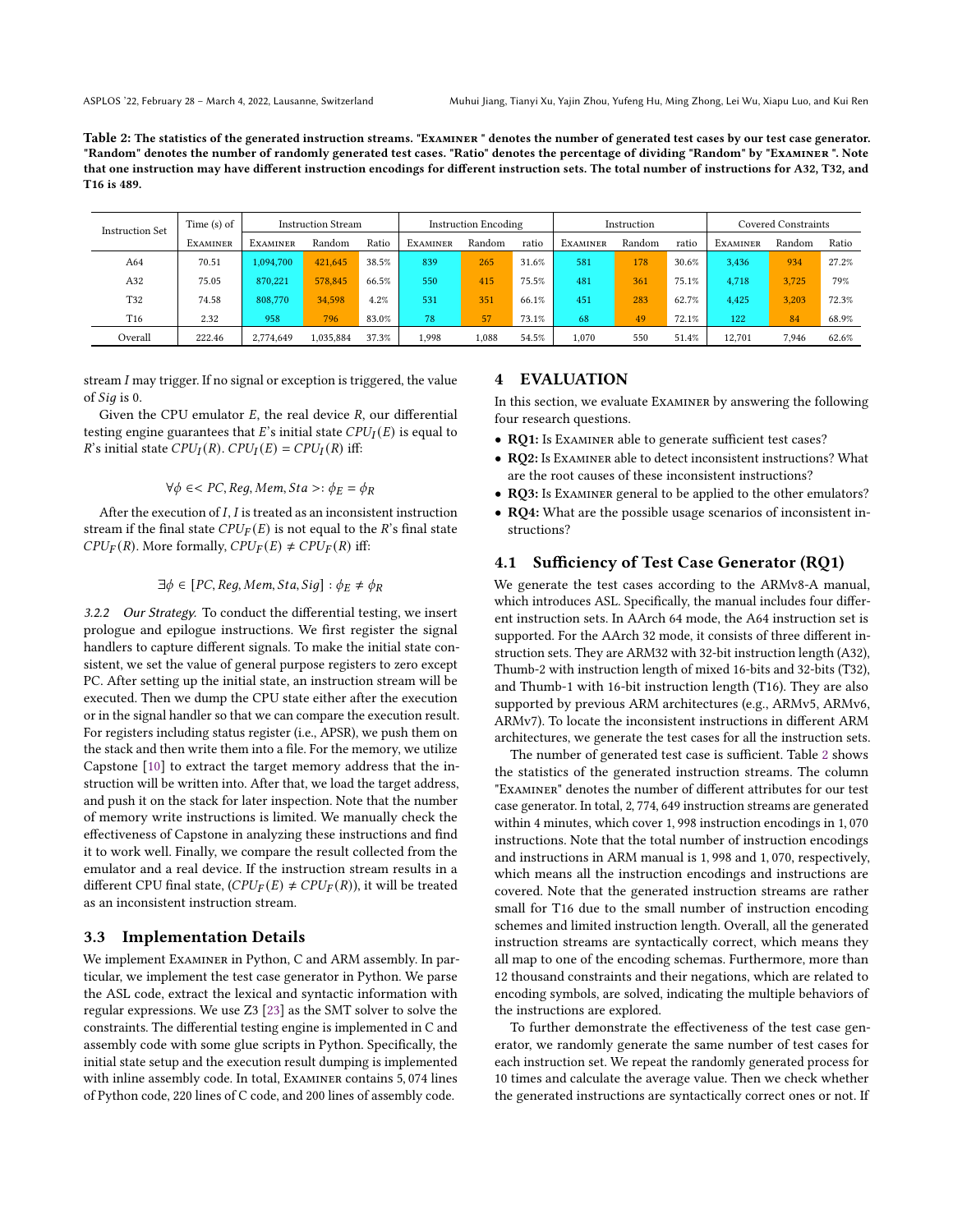Table 2: The statistics of the generated instruction streams. "Examiner " denotes the number of generated test cases by our test case generator. "Random" denotes the number of randomly generated test cases. "Ratio" denotes the percentage of dividing "Random" by "Examiner ". Note that one instruction may have different instruction encodings for different instruction sets. The total number of instructions for A32, T32, and T16 is 489.

| Instruction Set | Time (s) of | Instruction Stream | | | Instruction Encoding | | | Instruction | | | Covered Constraints | | |
|---|---|---|---|---|---|---|---|---|---|---|---|---|---|
| | Examiner | Examiner | Random | Ratio | Examiner | Random | ratio | Examiner | Random | ratio | Examiner | Random | Ratio |
| A64 | 70.51 | 1,094,700 | 421,645 | 38.5% | 839 | 265 | 31.6% | 581 | 178 | 30.6% | 3,436 | 934 | 27.2% |
| A32 | 75.05 | 870,221 | 578,845 | 66.5% | 550 | 415 | 75.5% | 481 | 361 | 75.1% | 4,718 | 3,725 | 79% |
| T32 | 74.58 | 808,770 | 34,598 | 4.2% | 531 | 351 | 66.1% | 451 | 283 | 62.7% | 4,425 | 3,203 | 72.3% |
| T16 | 2.32 | 958 | 796 | 83.0% | 78 | 57 | 73.1% | 68 | 49 | 72.1% | 122 | 84 | 68.9% |
| Overall | 222.46 | 2,774,649 | 1,035,884 | 37.3% | 1,998 | 1,088 | 54.5% | 1,070 | 550 | 51.4% | 12,701 | 7,946 | 62.6% |

stream $I$ may trigger. If no signal or exception is triggered, the value of $Sig$ is 0.

Given the CPU emulator $E$, the real device $R$, our differential testing engine guarantees that $E$'s initial state $CPU_I(E)$ is equal to $R$'s initial state $CPU_I(R)$. $CPU_I(E) = CPU_I(R)$ iff:

$$\forall \phi \in < PC, Reg, Mem, Sta >: \phi_E = \phi_R$$

After the execution of $I$, $I$ is treated as an inconsistent instruction stream if the final state $CPU_F(E)$ is not equal to the $R$'s final state $CPU_F(R)$. More formally, $CPU_F(E) \neq CPU_F(R)$ iff:

$$\exists \phi \in [PC, Reg, Mem, Sta, Sig] : \phi_E \neq \phi_R$$

*3.2.2 Our Strategy.* To conduct the differential testing, we insert prologue and epilogue instructions. We first register the signal handlers to capture different signals. To make the initial state consistent, we set the value of general purpose registers to zero except PC. After setting up the initial state, an instruction stream will be executed. Then we dump the CPU state either after the execution or in the signal handler so that we can compare the execution result. For registers including status register (i.e., APSR), we push them on the stack and then write them into a file. For the memory, we utilize Capstone [10] to extract the target memory address that the instruction will be written into. After that, we load the target address, and push it on the stack for later inspection. Note that the number of memory write instructions is limited. We manually check the effectiveness of Capstone in analyzing these instructions and find it to work well. Finally, we compare the result collected from the emulator and a real device. If the instruction stream results in a different CPU final state, ($CPU_F(E) \neq CPU_F(R)$), it will be treated as an inconsistent instruction stream.

## 3.3 Implementation Details

We implement Examiner in Python, C and ARM assembly. In particular, we implement the test case generator in Python. We parse the ASL code, extract the lexical and syntactic information with regular expressions. We use Z3 [23] as the SMT solver to solve the constraints. The differential testing engine is implemented in C and assembly code with some glue scripts in Python. Specifically, the initial state setup and the execution result dumping is implemented with inline assembly code. In total, Examiner contains 5,074 lines of Python code, 220 lines of C code, and 200 lines of assembly code.

# 4 EVALUATION

In this section, we evaluate Examiner by answering the following four research questions.

- **RQ1:** Is Examiner able to generate sufficient test cases?
- **RQ2:** Is Examiner able to detect inconsistent instructions? What are the root causes of these inconsistent instructions?
- **RQ3:** Is Examiner general to be applied to the other emulators?
- **RQ4:** What are the possible usage scenarios of inconsistent instructions?

## 4.1 Sufficiency of Test Case Generator (RQ1)

We generate the test cases according to the ARMv8-A manual, which introduces ASL. Specifically, the manual includes four different instruction sets. In AArch 64 mode, the A64 instruction set is supported. For the AArch 32 mode, it consists of three different instruction sets. They are ARM32 with 32-bit instruction length (A32), Thumb-2 with instruction length of mixed 16-bits and 32-bits (T32), and Thumb-1 with 16-bit instruction length (T16). They are also supported by previous ARM architectures (e.g., ARMv5, ARMv6, ARMv7). To locate the inconsistent instructions in different ARM architectures, we generate the test cases for all the instruction sets.

The number of generated test case is sufficient. Table 2 shows the statistics of the generated instruction streams. The column "Examiner" denotes the number of different attributes for our test case generator. In total, 2,774,649 instruction streams are generated within 4 minutes, which cover 1,998 instruction encodings in 1,070 instructions. Note that the total number of instruction encodings and instructions in ARM manual is 1,998 and 1,070, respectively, which means all the instruction encodings and instructions are covered. Note that the generated instruction streams are rather small for T16 due to the small number of instruction encoding schemes and limited instruction length. Overall, all the generated instruction streams are syntactically correct, which means they all map to one of the encoding schemas. Furthermore, more than 12 thousand constraints and their negations, which are related to encoding symbols, are solved, indicating the multiple behaviors of the instructions are explored.

To further demonstrate the effectiveness of the test case generator, we randomly generate the same number of test cases for each instruction set. We repeat the randomly generated process for 10 times and calculate the average value. Then we check whether the generated instructions are syntactically correct ones or not. If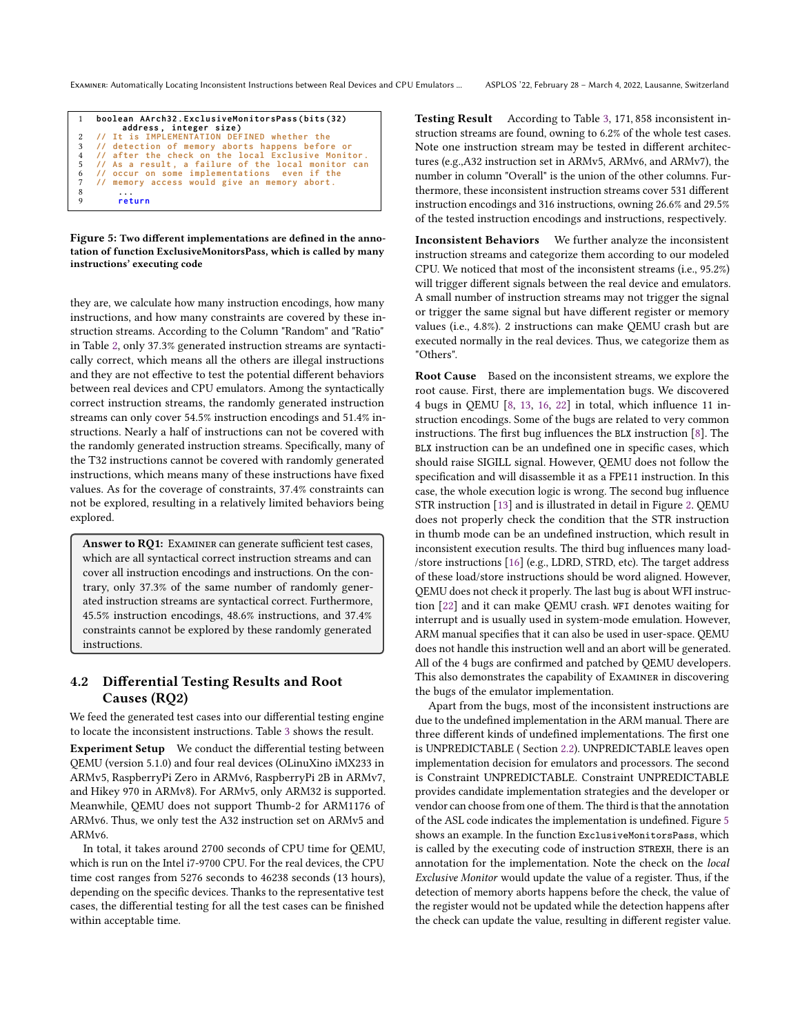```
1  boolean AArch32.ExclusiveMonitorsPass(bits(32)
       address, integer size)
2  // It is IMPLEMENTATION DEFINED whether the
3  // detection of memory aborts happens before or
4  // after the check on the local Exclusive Monitor.
5  // As a result, a failure of the local monitor can
6  // occur on some implementations  even if the
7  // memory access would give an memory abort.
8      ...
9      return
```

**Figure 5: Two different implementations are defined in the annotation of function ExclusiveMonitorsPass, which is called by many instructions' executing code**

they are, we calculate how many instruction encodings, how many instructions, and how many constraints are covered by these instruction streams. According to the Column "Random" and "Ratio" in Table 2, only 37.3% generated instruction streams are syntactically correct, which means all the others are illegal instructions and they are not effective to test the potential different behaviors between real devices and CPU emulators. Among the syntactically correct instruction streams, the randomly generated instruction streams can only cover 54.5% instruction encodings and 51.4% instructions. Nearly a half of instructions can not be covered with the randomly generated instruction streams. Specifically, many of the T32 instructions cannot be covered with randomly generated instructions, which means many of these instructions have fixed values. As for the coverage of constraints, 37.4% constraints can not be explored, resulting in a relatively limited behaviors being explored.

> **Answer to RQ1:** Examiner can generate sufficient test cases, which are all syntactical correct instruction streams and can cover all instruction encodings and instructions. On the contrary, only 37.3% of the same number of randomly generated instruction streams are syntactical correct. Furthermore, 45.5% instruction encodings, 48.6% instructions, and 37.4% constraints cannot be explored by these randomly generated instructions.

## 4.2 Differential Testing Results and Root Causes (RQ2)

We feed the generated test cases into our differential testing engine to locate the inconsistent instructions. Table 3 shows the result.

**Experiment Setup** We conduct the differential testing between QEMU (version 5.1.0) and four real devices (OLinuXino iMX233 in ARMv5, RaspberryPi Zero in ARMv6, RaspberryPi 2B in ARMv7, and Hikey 970 in ARMv8). For ARMv5, only ARM32 is supported. Meanwhile, QEMU does not support Thumb-2 for ARM1176 of ARMv6. Thus, we only test the A32 instruction set on ARMv5 and ARMv6.

In total, it takes around 2700 seconds of CPU time for QEMU, which is run on the Intel i7-9700 CPU. For the real devices, the CPU time cost ranges from 5276 seconds to 46238 seconds (13 hours), depending on the specific devices. Thanks to the representative test cases, the differential testing for all the test cases can be finished within acceptable time.

**Testing Result** According to Table 3, 171, 858 inconsistent instruction streams are found, owning to 6.2% of the whole test cases. Note one instruction stream may be tested in different architectures (e.g.,A32 instruction set in ARMv5, ARMv6, and ARMv7), the number in column "Overall" is the union of the other columns. Furthermore, these inconsistent instruction streams cover 531 different instruction encodings and 316 instructions, owning 26.6% and 29.5% of the tested instruction encodings and instructions, respectively.

**Inconsistent Behaviors** We further analyze the inconsistent instruction streams and categorize them according to our modeled CPU. We noticed that most of the inconsistent streams (i.e., 95.2%) will trigger different signals between the real device and emulators. A small number of instruction streams may not trigger the signal or trigger the same signal but have different register or memory values (i.e., 4.8%). 2 instructions can make QEMU crash but are executed normally in the real devices. Thus, we categorize them as "Others".

**Root Cause** Based on the inconsistent streams, we explore the root cause. First, there are implementation bugs. We discovered 4 bugs in QEMU [8, 13, 16, 22] in total, which influence 11 instruction encodings. Some of the bugs are related to very common instructions. The first bug influences the `BLX` instruction [8]. The `BLX` instruction can be an undefined one in specific cases, which should raise SIGILL signal. However, QEMU does not follow the specification and will disassemble it as a FPE11 instruction. In this case, the whole execution logic is wrong. The second bug influence STR instruction [13] and is illustrated in detail in Figure 2. QEMU does not properly check the condition that the STR instruction in thumb mode can be an undefined instruction, which result in inconsistent execution results. The third bug influences many load-/store instructions [16] (e.g., LDRD, STRD, etc). The target address of these load/store instructions should be word aligned. However, QEMU does not check it properly. The last bug is about WFI instruction [22] and it can make QEMU crash. `WFI` denotes waiting for interrupt and is usually used in system-mode emulation. However, ARM manual specifies that it can also be used in user-space. QEMU does not handle this instruction well and an abort will be generated. All of the 4 bugs are confirmed and patched by QEMU developers. This also demonstrates the capability of Examiner in discovering the bugs of the emulator implementation.

Apart from the bugs, most of the inconsistent instructions are due to the undefined implementation in the ARM manual. There are three different kinds of undefined implementations. The first one is UNPREDICTABLE ( Section 2.2). UNPREDICTABLE leaves open implementation decision for emulators and processors. The second is Constraint UNPREDICTABLE. Constraint UNPREDICTABLE provides candidate implementation strategies and the developer or vendor can choose from one of them. The third is that the annotation of the ASL code indicates the implementation is undefined. Figure 5 shows an example. In the function `ExclusiveMonitorsPass`, which is called by the executing code of instruction `STREXH`, there is an annotation for the implementation. Note the check on the *local Exclusive Monitor* would update the value of a register. Thus, if the detection of memory aborts happens before the check, the value of the register would not be updated while the detection happens after the check can update the value, resulting in different register value.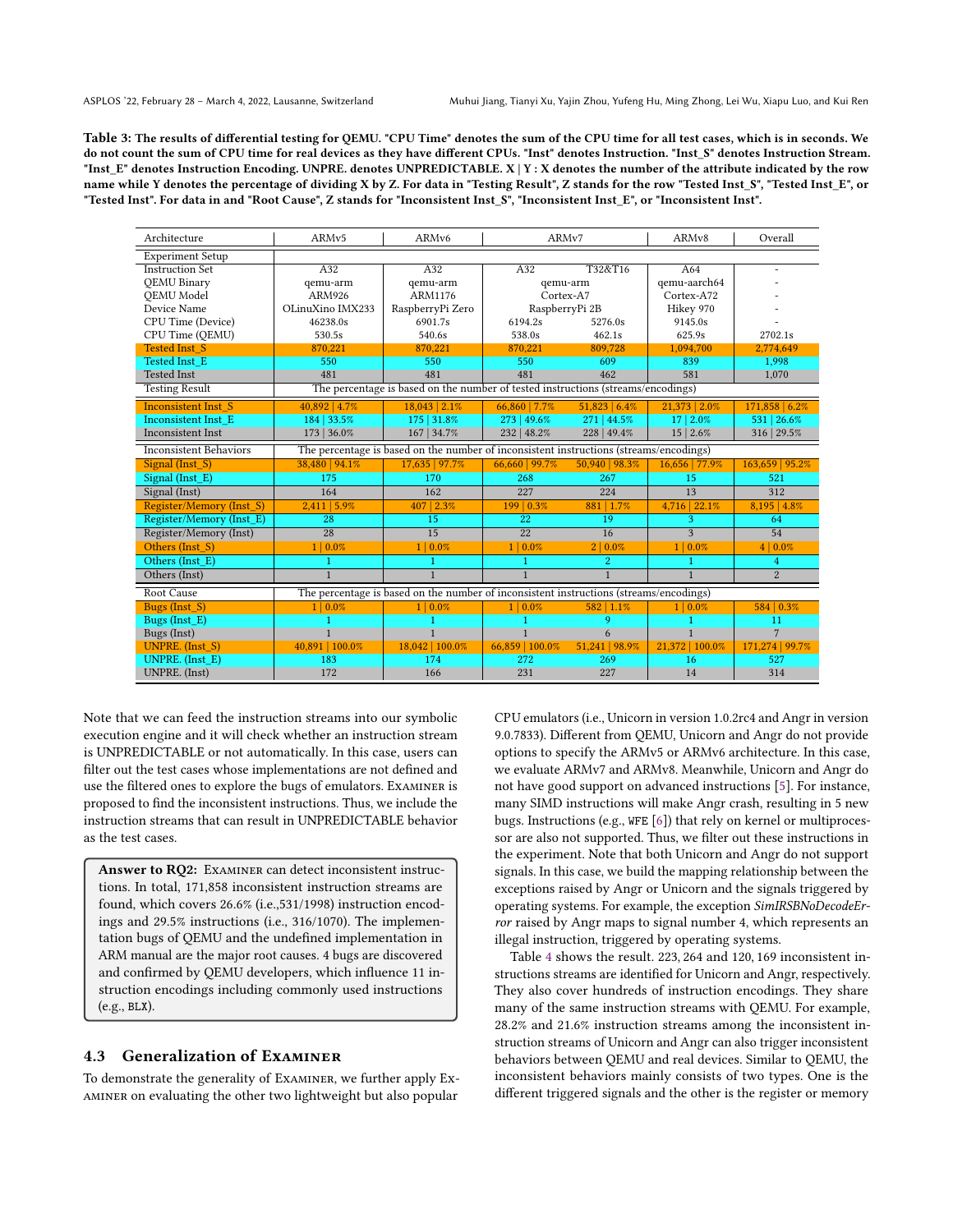**Table 3: The results of differential testing for QEMU. "CPU Time" denotes the sum of the CPU time for all test cases, which is in seconds. We do not count the sum of CPU time for real devices as they have different CPUs. "Inst" denotes Instruction. "Inst_S" denotes Instruction Stream. "Inst_E" denotes Instruction Encoding. UNPRE. denotes UNPREDICTABLE. X | Y : X denotes the number of the attribute indicated by the row name while Y denotes the percentage of dividing X by Z. For data in "Testing Result", Z stands for the row "Tested Inst_S", "Tested Inst_E", or "Tested Inst". For data in and "Root Cause", Z stands for "Inconsistent Inst_S", "Inconsistent Inst_E", or "Inconsistent Inst".**

| Architecture | ARMv5 | ARMv6 | ARMv7 | | ARMv8 | Overall |
|---|---|---|---|---|---|---|
| Experiment Setup | | | | | | |
| Instruction Set | A32 | A32 | A32 | T32&T16 | A64 | - |
| QEMU Binary | qemu-arm | qemu-arm | qemu-arm | | qemu-aarch64 | - |
| QEMU Model | ARM926 | ARM1176 | Cortex-A7 | | Cortex-A72 | - |
| Device Name | OLinuXino IMX233 | RaspberryPi Zero | RaspberryPi 2B | | Hikey 970 | - |
| CPU Time (Device) | 46238.0s | 6901.7s | 6194.2s | 5276.0s | 9145.0s | - |
| CPU Time (QEMU) | 530.5s | 540.6s | 538.0s | 462.1s | 625.9s | 2702.1s |
| Tested Inst_S | 870,221 | 870,221 | 870,221 | 809,728 | 1,094,700 | 2,774,649 |
| Tested Inst_E | 550 | 550 | 550 | 609 | 839 | 1,998 |
| Tested Inst | 481 | 481 | 481 | 462 | 581 | 1,070 |
| Testing Result | The percentage is based on the number of tested instructions (streams/encodings) | | | | | |
| Inconsistent Inst_S | 40,892 \| 4.7% | 18,043 \| 2.1% | 66,860 \| 7.7% | 51,823 \| 6.4% | 21,373 \| 2.0% | 171,858 \| 6.2% |
| Inconsistent Inst_E | 184 \| 33.5% | 175 \| 31.8% | 273 \| 49.6% | 271 \| 44.5% | 17 \| 2.0% | 531 \| 26.6% |
| Inconsistent Inst | 173 \| 36.0% | 167 \| 34.7% | 232 \| 48.2% | 228 \| 49.4% | 15 \| 2.6% | 316 \| 29.5% |
| Inconsistent Behaviors | The percentage is based on the number of inconsistent instructions (streams/encodings) | | | | | |
| Signal (Inst_S) | 38,480 \| 94.1% | 17,635 \| 97.7% | 66,660 \| 99.7% | 50,940 \| 98.3% | 16,656 \| 77.9% | 163,659 \| 95.2% |
| Signal (Inst_E) | 175 | 170 | 268 | 267 | 15 | 521 |
| Signal (Inst) | 164 | 162 | 227 | 224 | 13 | 312 |
| Register/Memory (Inst_S) | 2,411 \| 5.9% | 407 \| 2.3% | 199 \| 0.3% | 881 \| 1.7% | 4,716 \| 22.1% | 8,195 \| 4.8% |
| Register/Memory (Inst_E) | 28 | 15 | 22 | 19 | 3 | 64 |
| Register/Memory (Inst) | 28 | 15 | 22 | 16 | 3 | 54 |
| Others (Inst_S) | 1 \| 0.0% | 1 \| 0.0% | 1 \| 0.0% | 2 \| 0.0% | 1 \| 0.0% | 4 \| 0.0% |
| Others (Inst_E) | 1 | 1 | 1 | 2 | 1 | 4 |
| Others (Inst) | 1 | 1 | 1 | 1 | 1 | 2 |
| Root Cause | The percentage is based on the number of inconsistent instructions (streams/encodings) | | | | | |
| Bugs (Inst_S) | 1 \| 0.0% | 1 \| 0.0% | 1 \| 0.0% | 582 \| 1.1% | 1 \| 0.0% | 584 \| 0.3% |
| Bugs (Inst_E) | 1 | 1 | 1 | 9 | 1 | 11 |
| Bugs (Inst) | 1 | 1 | 1 | 6 | 1 | 7 |
| UNPRE. (Inst_S) | 40,891 \| 100.0% | 18,042 \| 100.0% | 66,859 \| 100.0% | 51,241 \| 98.9% | 21,372 \| 100.0% | 171,274 \| 99.7% |
| UNPRE. (Inst_E) | 183 | 174 | 272 | 269 | 16 | 527 |
| UNPRE. (Inst) | 172 | 166 | 231 | 227 | 14 | 314 |

Note that we can feed the instruction streams into our symbolic execution engine and it will check whether an instruction stream is UNPREDICTABLE or not automatically. In this case, users can filter out the test cases whose implementations are not defined and use the filtered ones to explore the bugs of emulators. Examiner is proposed to find the inconsistent instructions. Thus, we include the instruction streams that can result in UNPREDICTABLE behavior as the test cases.

> **Answer to RQ2:** Examiner can detect inconsistent instructions. In total, 171,858 inconsistent instruction streams are found, which covers 26.6% (i.e.,531/1998) instruction encodings and 29.5% instructions (i.e., 316/1070). The implementation bugs of QEMU and the undefined implementation in ARM manual are the major root causes. 4 bugs are discovered and confirmed by QEMU developers, which influence 11 instruction encodings including commonly used instructions (e.g., `BLX`).

### 4.3 Generalization of Examiner

To demonstrate the generality of Examiner, we further apply Examiner on evaluating the other two lightweight but also popular CPU emulators (i.e., Unicorn in version 1.0.2rc4 and Angr in version 9.0.7833). Different from QEMU, Unicorn and Angr do not provide options to specify the ARMv5 or ARMv6 architecture. In this case, we evaluate ARMv7 and ARMv8. Meanwhile, Unicorn and Angr do not have good support on advanced instructions [5]. For instance, many SIMD instructions will make Angr crash, resulting in 5 new bugs. Instructions (e.g., `WFE` [6]) that rely on kernel or multiprocessor are also not supported. Thus, we filter out these instructions in the experiment. Note that both Unicorn and Angr do not support signals. In this case, we build the mapping relationship between the exceptions raised by Angr or Unicorn and the signals triggered by operating systems. For example, the exception *SimIRSBNoDecodeError* raised by Angr maps to signal number 4, which represents an illegal instruction, triggered by operating systems.

Table 4 shows the result. 223, 264 and 120, 169 inconsistent instructions streams are identified for Unicorn and Angr, respectively. They also cover hundreds of instruction encodings. They share many of the same instruction streams with QEMU. For example, 28.2% and 21.6% instruction streams among the inconsistent instruction streams of Unicorn and Angr can also trigger inconsistent behaviors between QEMU and real devices. Similar to QEMU, the inconsistent behaviors mainly consists of two types. One is the different triggered signals and the other is the register or memory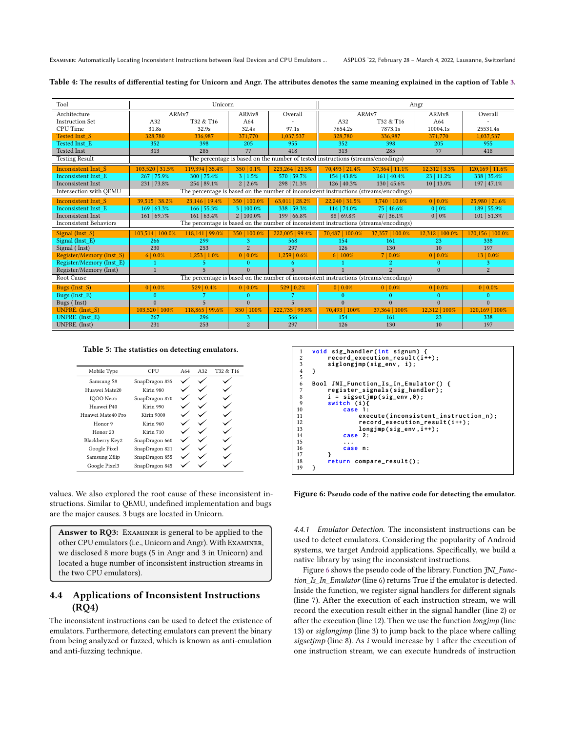**Table 4: The results of differential testing for Unicorn and Angr. The attributes denotes the same meaning explained in the caption of Table 3.**

| Tool | Unicorn | | | | Angr | | | |
|---|---|---|---|---|---|---|---|---|
| Architecture | ARMv7 | | ARMv8 | Overall | ARMv7 | | ARMv8 | Overall |
| Instruction Set | A32 | T32 & T16 | A64 | - | A32 | T32 & T16 | A64 | - |
| CPU Time | 31.8s | 32.9s | 32.4s | 97.1s | 7654.2s | 7873.1s | 10004.1s | 25531.4s |
| Tested Inst_S | 328,780 | 336,987 | 371,770 | 1,037,537 | 328,780 | 336,987 | 371,770 | 1,037,537 |
| Tested Inst_E | 352 | 398 | 205 | 955 | 352 | 398 | 205 | 955 |
| Tested Inst | 313 | 285 | 77 | 418 | 313 | 285 | 77 | 418 |
| Testing Result | The percentage is based on the number of tested instructions (streams/encodings) | | | | | | | |
| Inconsistent Inst_S | 103,520 \| 31.5% | 119,394 \| 35.4% | 350 \| 0.1% | 223,264 \| 21.5% | 70,493 \| 21.4% | 37,364 \| 11.1% | 12,312 \| 3.3% | 120,169 \| 11.6% |
| Inconsistent Inst_E | 267 \| 75.9% | 300 \| 75.4% | 3 \| 1.5% | 570 \| 59.7% | 154 \| 43.8% | 161 \| 40.4% | 23 \| 11.2% | 338 \| 35.4% |
| Inconsistent Inst | 231 \| 73.8% | 254 \| 89.1% | 2 \| 2.6% | 298 \| 71.3% | 126 \| 40.3% | 130 \| 45.6% | 10 \| 13.0% | 197 \| 47.1% |
| Intersection with QEMU | The percentage is based on the number of inconsistent instructions (streams/encodings) | | | | | | | |
| Inconsistent Inst_S | 39,515 \| 38.2% | 23,146 \| 19.4% | 350 \| 100.0% | 63,011 \| 28.2% | 22,240 \| 31.5% | 3,740 \| 10.0% | 0 \| 0.0% | 25,980 \| 21.6% |
| Inconsistent Inst_E | 169 \| 63.3% | 166 \| 55.3% | 3 \| 100.0% | 338 \| 59.3% | 114 \| 74.0% | 75 \| 46.6% | 0 \| 0% | 189 \| 55.9% |
| Inconsistent Inst | 161 \| 69.7% | 161 \| 63.4% | 2 \| 100.0% | 199 \| 66.8% | 88 \| 69.8% | 47 \| 36.1% | 0 \| 0% | 101 \| 51.3% |
| Inconsistent Behaviors | The percentage is based on the number of inconsistent instructions (streams/encodings) | | | | | | | |
| Signal (Inst_S) | 103,514 \| 100.0% | 118,141 \| 99.0% | 350 \| 100.0% | 222,005 \| 99.4% | 70,487 \| 100.0% | 37,357 \| 100.0% | 12,312 \| 100.0% | 120,156 \| 100.0% |
| Signal (Inst_E) | 266 | 299 | 3 | 568 | 154 | 161 | 23 | 338 |
| Signal ( Inst) | 230 | 253 | 2 | 297 | 126 | 130 | 10 | 197 |
| Register/Memory (Inst_S) | 6 \| 0.0% | 1,253 \| 1.0% | 0 \| 0.0% | 1,259 \| 0.6% | 6 \| 100% | 7 \| 0.0% | 0 \| 0.0% | 13 \| 0.0% |
| Register/Memory (Inst_E) | 1 | 5 | 0 | 6 | 1 | 2 | 0 | 3 |
| Register/Memory (Inst) | 1 | 5 | 0 | 5 | 1 | 2 | 0 | 2 |
| Root Cause | The percentage is based on the number of inconsistent instructions (streams/encodings) | | | | | | | |
| Bugs (Inst_S) | 0 \| 0.0% | 529 \| 0.4% | 0 \| 0.0% | 529 \| 0.2% | 0 \| 0.0% | 0 \| 0.0% | 0 \| 0.0% | 0 \| 0.0% |
| Bugs (Inst_E) | 0 | 7 | 0 | 7 | 0 | 0 | 0 | 0 |
| Bugs ( Inst) | 0 | 5 | 0 | 5 | 0 | 0 | 0 | 0 |
| UNPRE. (Inst_S) | 103,520 \| 100% | 118,865 \| 99.6% | 350 \| 100% | 222,735 \| 99.8% | 70,493 \| 100% | 37,364 \| 100% | 12,312 \| 100% | 120,169 \| 100% |
| UNPRE. (Inst_E) | 267 | 296 | 3 | 566 | 154 | 161 | 23 | 338 |
| UNPRE. (Inst) | 231 | 253 | 2 | 297 | 126 | 130 | 10 | 197 |

**Table 5: The statistics on detecting emulators.**

| Mobile Type | CPU | A64 | A32 | T32 & T16 |
|---|---|---|---|---|
| Samsung S8 | SnapDragon 835 | ✓ | ✓ | ✓ |
| Huawei Mate20 | Kirin 980 | ✓ | ✓ | ✓ |
| IQOO Neo5 | SnapDragon 870 | ✓ | ✓ | ✓ |
| Huawei P40 | Kirin 990 | ✓ | ✓ | ✓ |
| Huawei Mate40 Pro | Kirin 9000 | ✓ | ✓ | ✓ |
| Honor 9 | Kirin 960 | ✓ | ✓ | ✓ |
| Honor 20 | Kirin 710 | ✓ | ✓ | ✓ |
| Blackberry Key2 | SnapDragon 660 | ✓ | ✓ | ✓ |
| Google Pixel | SnapDragon 821 | ✓ | ✓ | ✓ |
| Samsung Zflip | SnapDragon 855 | ✓ | ✓ | ✓ |
| Google Pixel3 | SnapDragon 845 | ✓ | ✓ | ✓ |

values. We also explored the root cause of these inconsistent instructions. Similar to QEMU, undefined implementation and bugs are the major causes. 3 bugs are located in Unicorn.

> **Answer to RQ3:** EXAMINER is general to be applied to the other CPU emulators (i.e., Unicorn and Angr). With EXAMINER, we disclosed 8 more bugs (5 in Angr and 3 in Unicorn) and located a huge number of inconsistent instruction streams in the two CPU emulators).

## 4.4 Applications of Inconsistent Instructions (RQ4)

The inconsistent instructions can be used to detect the existence of emulators. Furthermore, detecting emulators can prevent the binary from being analyzed or fuzzed, which is known as anti-emulation and anti-fuzzing technique.

```
1  void sig_handler(int signum) {
2      record_execution_result(i++);
3      siglongjmp(sig_env, i);
4  }
5
6  Bool JNI_Function_Is_In_Emulator() {
7      register_signals(sig_handler);
8      i = sigsetjmp(sig_env,0);
9      switch (i){
10         case 1:
11             execute(inconsistent_instruction_n);
12             record_execution_result(i++);
13             longjmp(sig_env,i++);
14         case 2:
15         ...
16         case n:
17     }
18     return compare_result();
19 }
```

**Figure 6: Pseudo code of the native code for detecting the emulator.**

*4.4.1 Emulator Detection.* The inconsistent instructions can be used to detect emulators. Considering the popularity of Android systems, we target Android applications. Specifically, we build a native library by using the inconsistent instructions.

Figure 6 shows the pseudo code of the library. Function *JNI_Function_Is_In_Emulator* (line 6) returns True if the emulator is detected. Inside the function, we register signal handlers for different signals (line 7). After the execution of each instruction stream, we will record the execution result either in the signal handler (line 2) or after the execution (line 12). Then we use the function *longjmp* (line 13) or *siglongjmp* (line 3) to jump back to the place where calling *sigsetjmp* (line 8). As *i* would increase by 1 after the execution of one instruction stream, we can execute hundreds of instruction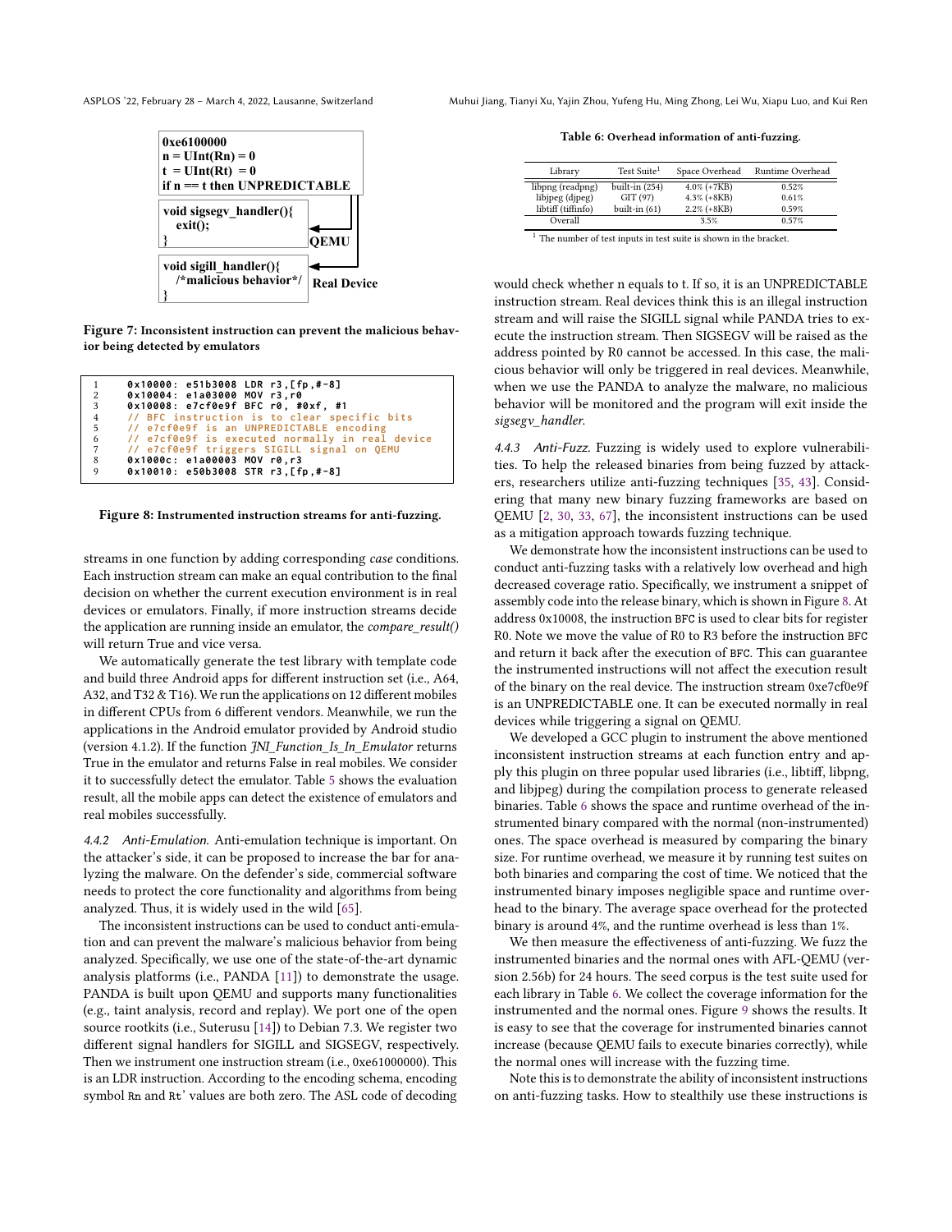```
0xe6100000
n = UInt(Rn) = 0
t = UInt(Rt) = 0
if n == t then UNPREDICTABLE

void sigsegv_handler(){
    exit();
}                                QEMU

void sigill_handler(){
    /*malicious behavior*/       Real Device
}
```

**Figure 7: Inconsistent instruction can prevent the malicious behavior being detected by emulators**

```
1    0x10000: e51b3008 LDR r3,[fp,#-8]
2    0x10004: e1a03000 MOV r3,r0
3    0x10008: e7cf0e9f BFC r0, #0xf, #1
4    // BFC instruction is to clear specific bits
5    // e7cf0e9f is an UNPREDICTABLE encoding
6    // e7cf0e9f is executed normally in real device
7    // e7cf0e9f triggers SIGILL signal on QEMU
8    0x1000c: e1a00003 MOV r0,r3
9    0x10010: e50b3008 STR r3,[fp,#-8]
```

**Figure 8: Instrumented instruction streams for anti-fuzzing.**

streams in one function by adding corresponding *case* conditions. Each instruction stream can make an equal contribution to the final decision on whether the current execution environment is in real devices or emulators. Finally, if more instruction streams decide the application are running inside an emulator, the *compare_result()* will return True and vice versa.

We automatically generate the test library with template code and build three Android apps for different instruction set (i.e., A64, A32, and T32 & T16). We run the applications on 12 different mobiles in different CPUs from 6 different vendors. Meanwhile, we run the applications in the Android emulator provided by Android studio (version 4.1.2). If the function *JNI_Function_Is_In_Emulator* returns True in the emulator and returns False in real mobiles. We consider it to successfully detect the emulator. Table 5 shows the evaluation result, all the mobile apps can detect the existence of emulators and real mobiles successfully.

*4.4.2 Anti-Emulation.* Anti-emulation technique is important. On the attacker's side, it can be proposed to increase the bar for analyzing the malware. On the defender's side, commercial software needs to protect the core functionality and algorithms from being analyzed. Thus, it is widely used in the wild [65].

The inconsistent instructions can be used to conduct anti-emulation and can prevent the malware's malicious behavior from being analyzed. Specifically, we use one of the state-of-the-art dynamic analysis platforms (i.e., PANDA [11]) to demonstrate the usage. PANDA is built upon QEMU and supports many functionalities (e.g., taint analysis, record and replay). We port one of the open source rootkits (i.e., Suterusu [14]) to Debian 7.3. We register two different signal handlers for SIGILL and SIGSEGV, respectively. Then we instrument one instruction stream (i.e., 0xe61000000). This is an LDR instruction. According to the encoding schema, encoding symbol Rn and Rt' values are both zero. The ASL code of decoding would check whether n equals to t. If so, it is an UNPREDICTABLE instruction stream. Real devices think this is an illegal instruction stream and will raise the SIGILL signal while PANDA tries to execute the instruction stream. Then SIGSEGV will be raised as the address pointed by R0 cannot be accessed. In this case, the malicious behavior will only be triggered in real devices. Meanwhile, when we use the PANDA to analyze the malware, no malicious behavior will be monitored and the program will exit inside the *sigsegv_handler*.

*4.4.3 Anti-Fuzz.* Fuzzing is widely used to explore vulnerabilities. To help the released binaries from being fuzzed by attackers, researchers utilize anti-fuzzing techniques [35, 43]. Considering that many new binary fuzzing frameworks are based on QEMU [2, 30, 33, 67], the inconsistent instructions can be used as a mitigation approach towards fuzzing technique.

We demonstrate how the inconsistent instructions can be used to conduct anti-fuzzing tasks with a relatively low overhead and high decreased coverage ratio. Specifically, we instrument a snippet of assembly code into the release binary, which is shown in Figure 8. At address 0x10008, the instruction BFC is used to clear bits for register R0. Note we move the value of R0 to R3 before the instruction BFC and return it back after the execution of BFC. This can guarantee the instrumented instructions will not affect the execution result of the binary on the real device. The instruction stream 0xe7cf0e9f is an UNPREDICTABLE one. It can be executed normally in real devices while triggering a signal on QEMU.

We developed a GCC plugin to instrument the above mentioned inconsistent instruction streams at each function entry and apply this plugin on three popular used libraries (i.e., libtiff, libpng, and libjpeg) during the compilation process to generate released binaries. Table 6 shows the space and runtime overhead of the instrumented binary compared with the normal (non-instrumented) ones. The space overhead is measured by comparing the binary size. For runtime overhead, we measure it by running test suites on both binaries and comparing the cost of time. We noticed that the instrumented binary imposes negligible space and runtime overhead to the binary. The average space overhead for the protected binary is around 4%, and the runtime overhead is less than 1%.

**Table 6: Overhead information of anti-fuzzing.**

| Library | Test Suite[1] | Space Overhead | Runtime Overhead |
|---|---|---|---|
| libpng (readpng) | built-in (254) | 4.0% (+7KB) | 0.52% |
| libjpeg (djpeg) | GIT (97) | 4.3% (+8KB) | 0.61% |
| libtiff (tiffinfo) | built-in (61) | 2.2% (+8KB) | 0.59% |
| Overall | | 3.5% | 0.57% |

[1] The number of test inputs in test suite is shown in the bracket.

We then measure the effectiveness of anti-fuzzing. We fuzz the instrumented binaries and the normal ones with AFL-QEMU (version 2.56b) for 24 hours. The seed corpus is the test suite used for each library in Table 6. We collect the coverage information for the instrumented and the normal ones. Figure 9 shows the results. It is easy to see that the coverage for instrumented binaries cannot increase (because QEMU fails to execute binaries correctly), while the normal ones will increase with the fuzzing time.

Note this is to demonstrate the ability of inconsistent instructions on anti-fuzzing tasks. How to stealthily use these instructions is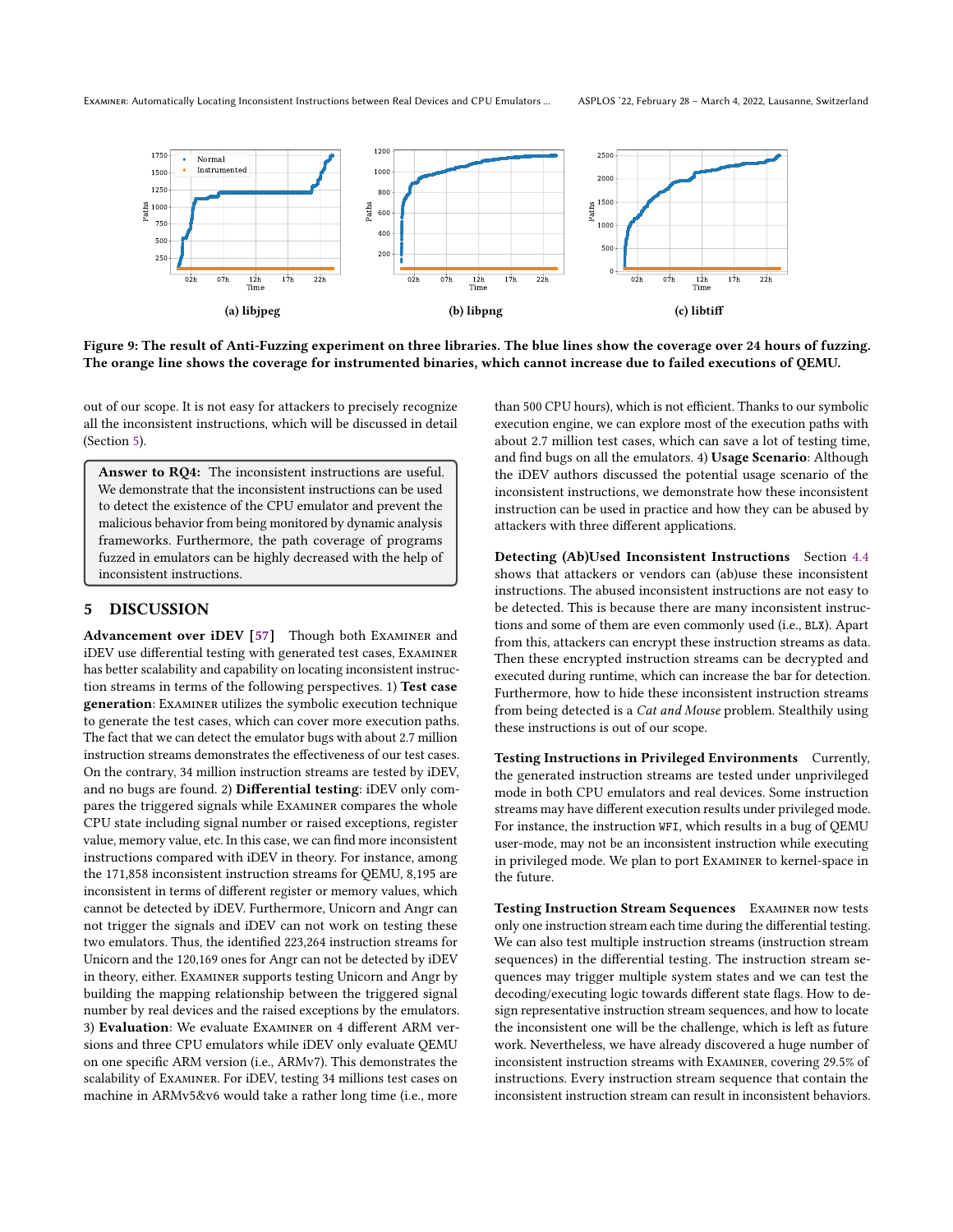(a) libjpeg

(b) libpng

(c) libtiff

**Figure 9: The result of Anti-Fuzzing experiment on three libraries. The blue lines show the coverage over 24 hours of fuzzing. The orange line shows the coverage for instrumented binaries, which cannot increase due to failed executions of QEMU.**

out of our scope. It is not easy for attackers to precisely recognize all the inconsistent instructions, which will be discussed in detail (Section 5).

> **Answer to RQ4:** The inconsistent instructions are useful. We demonstrate that the inconsistent instructions can be used to detect the existence of the CPU emulator and prevent the malicious behavior from being monitored by dynamic analysis frameworks. Furthermore, the path coverage of programs fuzzed in emulators can be highly decreased with the help of inconsistent instructions.

## 5 DISCUSSION

**Advancement over iDEV [57]** Though both Examiner and iDEV use differential testing with generated test cases, Examiner has better scalability and capability on locating inconsistent instruction streams in terms of the following perspectives. 1) **Test case generation**: Examiner utilizes the symbolic execution technique to generate the test cases, which can cover more execution paths. The fact that we can detect the emulator bugs with about 2.7 million instruction streams demonstrates the effectiveness of our test cases. On the contrary, 34 million instruction streams are tested by iDEV, and no bugs are found. 2) **Differential testing**: iDEV only compares the triggered signals while Examiner compares the whole CPU state including signal number or raised exceptions, register value, memory value, etc. In this case, we can find more inconsistent instructions compared with iDEV in theory. For instance, among the 171,858 inconsistent instruction streams for QEMU, 8,195 are inconsistent in terms of different register or memory values, which cannot be detected by iDEV. Furthermore, Unicorn and Angr can not trigger the signals and iDEV can not work on testing these two emulators. Thus, the identified 223,264 instruction streams for Unicorn and the 120,169 ones for Angr can not be detected by iDEV in theory, either. Examiner supports testing Unicorn and Angr by building the mapping relationship between the triggered signal number by real devices and the raised exceptions by the emulators. 3) **Evaluation**: We evaluate Examiner on 4 different ARM versions and three CPU emulators while iDEV only evaluate QEMU on one specific ARM version (i.e., ARMv7). This demonstrates the scalability of Examiner. For iDEV, testing 34 millions test cases on machine in ARMv5&v6 would take a rather long time (i.e., more than 500 CPU hours), which is not efficient. Thanks to our symbolic execution engine, we can explore most of the execution paths with about 2.7 million test cases, which can save a lot of testing time, and find bugs on all the emulators. 4) **Usage Scenario**: Although the iDEV authors discussed the potential usage scenario of the inconsistent instructions, we demonstrate how these inconsistent instruction can be used in practice and how they can be abused by attackers with three different applications.

**Detecting (Ab)Used Inconsistent Instructions** Section 4.4 shows that attackers or vendors can (ab)use these inconsistent instructions. The abused inconsistent instructions are not easy to be detected. This is because there are many inconsistent instructions and some of them are even commonly used (i.e., BLX). Apart from this, attackers can encrypt these instruction streams as data. Then these encrypted instruction streams can be decrypted and executed during runtime, which can increase the bar for detection. Furthermore, how to hide these inconsistent instruction streams from being detected is a *Cat and Mouse* problem. Stealthily using these instructions is out of our scope.

**Testing Instructions in Privileged Environments** Currently, the generated instruction streams are tested under unprivileged mode in both CPU emulators and real devices. Some instruction streams may have different execution results under privileged mode. For instance, the instruction WFI, which results in a bug of QEMU user-mode, may not be an inconsistent instruction while executing in privileged mode. We plan to port Examiner to kernel-space in the future.

**Testing Instruction Stream Sequences** Examiner now tests only one instruction stream each time during the differential testing. We can also test multiple instruction streams (instruction stream sequences) in the differential testing. The instruction stream sequences may trigger multiple system states and we can test the decoding/executing logic towards different state flags. How to design representative instruction stream sequences, and how to locate the inconsistent one will be the challenge, which is left as future work. Nevertheless, we have already discovered a huge number of inconsistent instruction streams with Examiner, covering 29.5% of instructions. Every instruction stream sequence that contain the inconsistent instruction stream can result in inconsistent behaviors.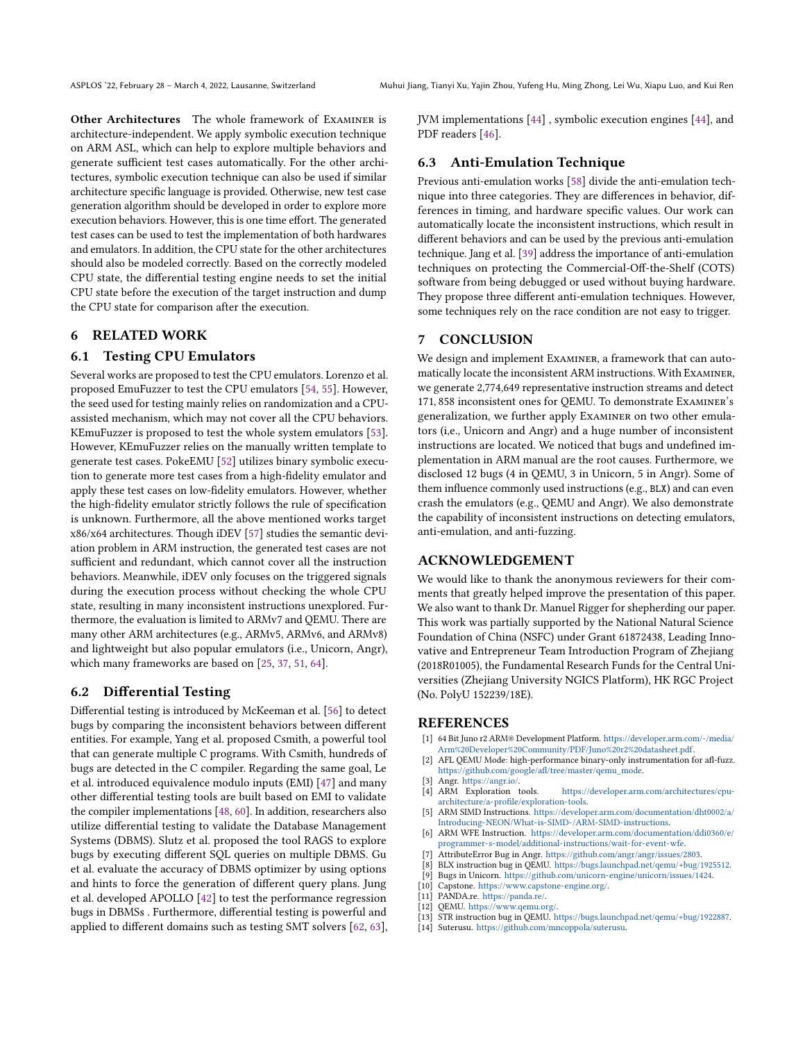**Other Architectures** The whole framework of Examiner is architecture-independent. We apply symbolic execution technique on ARM ASL, which can help to explore multiple behaviors and generate sufficient test cases automatically. For the other architectures, symbolic execution technique can also be used if similar architecture specific language is provided. Otherwise, new test case generation algorithm should be developed in order to explore more execution behaviors. However, this is one time effort. The generated test cases can be used to test the implementation of both hardwares and emulators. In addition, the CPU state for the other architectures should also be modeled correctly. Based on the correctly modeled CPU state, the differential testing engine needs to set the initial CPU state before the execution of the target instruction and dump the CPU state for comparison after the execution.

## 6 RELATED WORK

### 6.1 Testing CPU Emulators

Several works are proposed to test the CPU emulators. Lorenzo et al. proposed EmuFuzzer to test the CPU emulators [54, 55]. However, the seed used for testing mainly relies on randomization and a CPU-assisted mechanism, which may not cover all the CPU behaviors. KEmuFuzzer is proposed to test the whole system emulators [53]. However, KEmuFuzzer relies on the manually written template to generate test cases. PokeEMU [52] utilizes binary symbolic execution to generate more test cases from a high-fidelity emulator and apply these test cases on low-fidelity emulators. However, whether the high-fidelity emulator strictly follows the rule of specification is unknown. Furthermore, all the above mentioned works target x86/x64 architectures. Though iDEV [57] studies the semantic deviation problem in ARM instruction, the generated test cases are not sufficient and redundant, which cannot cover all the instruction behaviors. Meanwhile, iDEV only focuses on the triggered signals during the execution process without checking the whole CPU state, resulting in many inconsistent instructions unexplored. Furthermore, the evaluation is limited to ARMv7 and QEMU. There are many other ARM architectures (e.g., ARMv5, ARMv6, and ARMv8) and lightweight but also popular emulators (i.e., Unicorn, Angr), which many frameworks are based on [25, 37, 51, 64].

### 6.2 Differential Testing

Differential testing is introduced by McKeeman et al. [56] to detect bugs by comparing the inconsistent behaviors between different entities. For example, Yang et al. proposed Csmith, a powerful tool that can generate multiple C programs. With Csmith, hundreds of bugs are detected in the C compiler. Regarding the same goal, Le et al. introduced equivalence modulo inputs (EMI) [47] and many other differential testing tools are built based on EMI to validate the compiler implementations [48, 60]. In addition, researchers also utilize differential testing to validate the Database Management Systems (DBMS). Slutz et al. proposed the tool RAGS to explore bugs by executing different SQL queries on multiple DBMS. Gu et al. evaluate the accuracy of DBMS optimizer by using options and hints to force the generation of different query plans. Jung et al. developed APOLLO [42] to test the performance regression bugs in DBMSs . Furthermore, differential testing is powerful and applied to different domains such as testing SMT solvers [62, 63], JVM implementations [44] , symbolic execution engines [44], and PDF readers [46].

### 6.3 Anti-Emulation Technique

Previous anti-emulation works [58] divide the anti-emulation technique into three categories. They are differences in behavior, differences in timing, and hardware specific values. Our work can automatically locate the inconsistent instructions, which result in different behaviors and can be used by the previous anti-emulation technique. Jang et al. [39] address the importance of anti-emulation techniques on protecting the Commercial-Off-the-Shelf (COTS) software from being debugged or used without buying hardware. They propose three different anti-emulation techniques. However, some techniques rely on the race condition are not easy to trigger.

## 7 CONCLUSION

We design and implement Examiner, a framework that can automatically locate the inconsistent ARM instructions. With Examiner, we generate 2,774,649 representative instruction streams and detect 171, 858 inconsistent ones for QEMU. To demonstrate Examiner's generalization, we further apply Examiner on two other emulators (i,e., Unicorn and Angr) and a huge number of inconsistent instructions are located. We noticed that bugs and undefined implementation in ARM manual are the root causes. Furthermore, we disclosed 12 bugs (4 in QEMU, 3 in Unicorn, 5 in Angr). Some of them influence commonly used instructions (e.g., BLX) and can even crash the emulators (e.g., QEMU and Angr). We also demonstrate the capability of inconsistent instructions on detecting emulators, anti-emulation, and anti-fuzzing.

## ACKNOWLEDGEMENT

We would like to thank the anonymous reviewers for their comments that greatly helped improve the presentation of this paper. We also want to thank Dr. Manuel Rigger for shepherding our paper. This work was partially supported by the National Natural Science Foundation of China (NSFC) under Grant 61872438, Leading Innovative and Entrepreneur Team Introduction Program of Zhejiang (2018R01005), the Fundamental Research Funds for the Central Universities (Zhejiang University NGICS Platform), HK RGC Project (No. PolyU 152239/18E).

## REFERENCES

[1] 64 Bit Juno r2 ARM® Development Platform. https://developer.arm.com/-/media/Arm%20Developer%20Community/PDF/Juno%20r2%20datasheet.pdf.
[2] AFL QEMU Mode: high-performance binary-only instrumentation for afl-fuzz. https://github.com/google/afl/tree/master/qemu_mode.
[3] Angr. https://angr.io/.
[4] ARM Exploration tools. https://developer.arm.com/architectures/cpu-architecture/a-profile/exploration-tools.
[5] ARM SIMD Instructions. https://developer.arm.com/documentation/dht0002/a/Introducing-NEON/What-is-SIMD-/ARM-SIMD-instructions.
[6] ARM WFE Instruction. https://developer.arm.com/documentation/ddi0360/e/programmer-s-model/additional-instructions/wait-for-event-wfe.
[7] AttributeError Bug in Angr. https://github.com/angr/angr/issues/2803.
[8] BLX instruction bug in QEMU. https://bugs.launchpad.net/qemu/+bug/1925512.
[9] Bugs in Unicorn. https://github.com/unicorn-engine/unicorn/issues/1424.
[10] Capstone. https://www.capstone-engine.org/.
[11] PANDA.re. https://panda.re/.
[12] QEMU. https://www.qemu.org/.
[13] STR instruction bug in QEMU. https://bugs.launchpad.net/qemu/+bug/1922887.
[14] Suterusu. https://github.com/mncoppola/suterusu.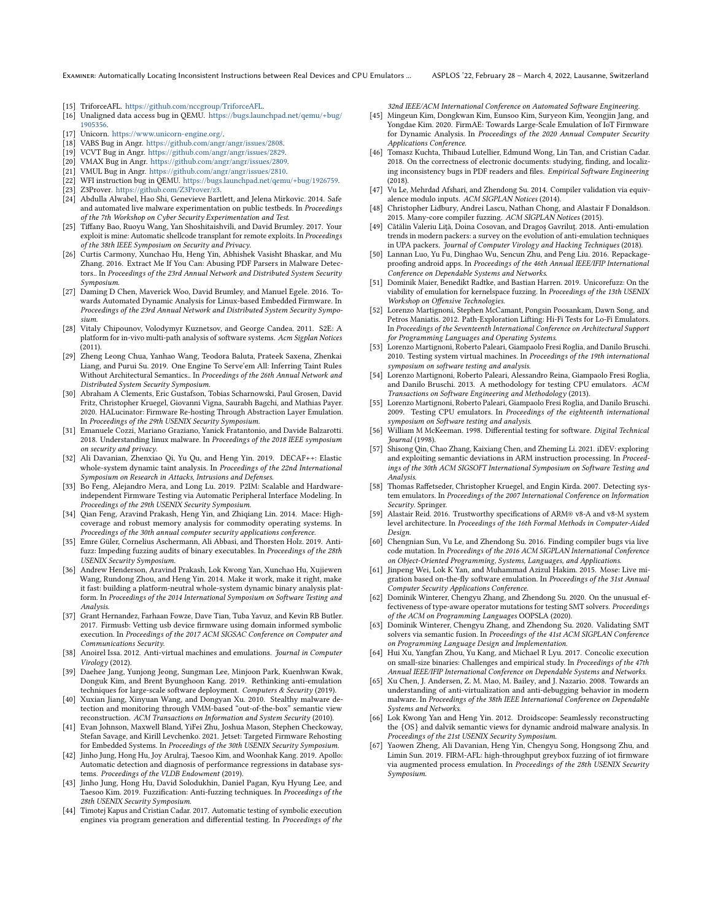- [15] TriforceAFL. https://github.com/nccgroup/TriforceAFL.
- [16] Unaligned data access bug in QEMU. https://bugs.launchpad.net/qemu/+bug/1905356.
- [17] Unicorn. https://www.unicorn-engine.org/.
- [18] VABS Bug in Angr. https://github.com/angr/angr/issues/2808.
- [19] VCVT Bug in Angr. https://github.com/angr/angr/issues/2829.
- [20] VMAX Bug in Angr. https://github.com/angr/angr/issues/2809.
- [21] VMUL Bug in Angr. https://github.com/angr/angr/issues/2810.
- [22] WFI instruction bug in QEMU. https://bugs.launchpad.net/qemu/+bug/1926759.
- [23] Z3Prover. https://github.com/Z3Prover/z3.
- [24] Abdulla Alwabel, Hao Shi, Genevieve Bartlett, and Jelena Mirkovic. 2014. Safe and automated live malware experimentation on public testbeds. In *Proceedings of the 7th Workshop on Cyber Security Experimentation and Test*.
- [25] Tiffany Bao, Ruoyu Wang, Yan Shoshitaishvili, and David Brumley. 2017. Your exploit is mine: Automatic shellcode transplant for remote exploits. In *Proceedings of the 38th IEEE Symposium on Security and Privacy*.
- [26] Curtis Carmony, Xunchao Hu, Heng Yin, Abhishek Vasisht Bhaskar, and Mu Zhang. 2016. Extract Me If You Can: Abusing PDF Parsers in Malware Detectors.. In *Proceedings of the 23rd Annual Network and Distributed System Security Symposium*.
- [27] Daming D Chen, Maverick Woo, David Brumley, and Manuel Egele. 2016. Towards Automated Dynamic Analysis for Linux-based Embedded Firmware. In *Proceedings of the 23rd Annual Network and Distributed System Security Symposium*.
- [28] Vitaly Chipounov, Volodymyr Kuznetsov, and George Candea. 2011. S2E: A platform for in-vivo multi-path analysis of software systems. *Acm Sigplan Notices* (2011).
- [29] Zheng Leong Chua, Yanhao Wang, Teodora Baluta, Prateek Saxena, Zhenkai Liang, and Purui Su. 2019. One Engine To Serve'em All: Inferring Taint Rules Without Architectural Semantics.. In *Proceedings of the 26th Annual Network and Distributed System Security Symposium*.
- [30] Abraham A Clements, Eric Gustafson, Tobias Scharnowski, Paul Grosen, David Fritz, Christopher Kruegel, Giovanni Vigna, Saurabh Bagchi, and Mathias Payer. 2020. HALucinator: Firmware Re-hosting Through Abstraction Layer Emulation. In *Proceedings of the 29th USENIX Security Symposium*.
- [31] Emanuele Cozzi, Mariano Graziano, Yanick Fratantonio, and Davide Balzarotti. 2018. Understanding linux malware. In *Proceedings of the 2018 IEEE symposium on security and privacy*.
- [32] Ali Davanian, Zhenxiao Qi, Yu Qu, and Heng Yin. 2019. DECAF++: Elastic whole-system dynamic taint analysis. In *Proceedings of the 22nd International Symposium on Research in Attacks, Intrusions and Defenses*.
- [33] Bo Feng, Alejandro Mera, and Long Lu. 2019. P2IM: Scalable and Hardware-independent Firmware Testing via Automatic Peripheral Interface Modeling. In *Proceedings of the 29th USENIX Security Symposium*.
- [34] Qian Feng, Aravind Prakash, Heng Yin, and Zhiqiang Lin. 2014. Mace: High-coverage and robust memory analysis for commodity operating systems. In *Proceedings of the 30th annual computer security applications conference*.
- [35] Emre Güler, Cornelius Aschermann, Ali Abbasi, and Thorsten Holz. 2019. Antifuzz: Impeding fuzzing audits of binary executables. In *Proceedings of the 28th USENIX Security Symposium*.
- [36] Andrew Henderson, Aravind Prakash, Lok Kwong Yan, Xunchao Hu, Xujiewen Wang, Rundong Zhou, and Heng Yin. 2014. Make it work, make it right, make it fast: building a platform-neutral whole-system dynamic binary analysis platform. In *Proceedings of the 2014 International Symposium on Software Testing and Analysis*.
- [37] Grant Hernandez, Farhaan Fowze, Dave Tian, Tuba Yavuz, and Kevin RB Butler. 2017. Firmusb: Vetting usb device firmware using domain informed symbolic execution. In *Proceedings of the 2017 ACM SIGSAC Conference on Computer and Communications Security*.
- [38] Anoirel Issa. 2012. Anti-virtual machines and emulations. *Journal in Computer Virology* (2012).
- [39] Daehee Jang, Yunjong Jeong, Sungman Lee, Minjoon Park, Kuenhwan Kwak, Donguk Kim, and Brent Byunghoon Kang. 2019. Rethinking anti-emulation techniques for large-scale software deployment. *Computers & Security* (2019).
- [40] Xuxian Jiang, Xinyuan Wang, and Dongyan Xu. 2010. Stealthy malware detection and monitoring through VMM-based "out-of-the-box" semantic view reconstruction. *ACM Transactions on Information and System Security* (2010).
- [41] Evan Johnson, Maxwell Bland, YiFei Zhu, Joshua Mason, Stephen Checkoway, Stefan Savage, and Kirill Levchenko. 2021. Jetset: Targeted Firmware Rehosting for Embedded Systems. In *Proceedings of the 30th USENIX Security Symposium*.
- [42] Jinho Jung, Hong Hu, Joy Arulraj, Taesoo Kim, and Woonhak Kang. 2019. Apollo: Automatic detection and diagnosis of performance regressions in database systems. *Proceedings of the VLDB Endowment* (2019).
- [43] Jinho Jung, Hong Hu, David Solodukhin, Daniel Pagan, Kyu Hyung Lee, and Taesoo Kim. 2019. Fuzzification: Anti-fuzzing techniques. In *Proceedings of the 28th USENIX Security Symposium*.
- [44] Timotej Kapus and Cristian Cadar. 2017. Automatic testing of symbolic execution engines via program generation and differential testing. In *Proceedings of the 32nd IEEE/ACM International Conference on Automated Software Engineering*.
- [45] Mingeun Kim, Dongkwan Kim, Eunsoo Kim, Suryeon Kim, Yeongjin Jang, and Yongdae Kim. 2020. FirmAE: Towards Large-Scale Emulation of IoT Firmware for Dynamic Analysis. In *Proceedings of the 2020 Annual Computer Security Applications Conference*.
- [46] Tomasz Kuchta, Thibaud Lutellier, Edmund Wong, Lin Tan, and Cristian Cadar. 2018. On the correctness of electronic documents: studying, finding, and localizing inconsistency bugs in PDF readers and files. *Empirical Software Engineering* (2018).
- [47] Vu Le, Mehrdad Afshari, and Zhendong Su. 2014. Compiler validation via equivalence modulo inputs. *ACM SIGPLAN Notices* (2014).
- [48] Christopher Lidbury, Andrei Lascu, Nathan Chong, and Alastair F Donaldson. 2015. Many-core compiler fuzzing. *ACM SIGPLAN Notices* (2015).
- [49] Cătălin Valeriu Liţă, Doina Cosovan, and Dragoş Gavriluţ. 2018. Anti-emulation trends in modern packers: a survey on the evolution of anti-emulation techniques in UPA packers. *Journal of Computer Virology and Hacking Techniques* (2018).
- [50] Lannan Luo, Yu Fu, Dinghao Wu, Sencun Zhu, and Peng Liu. 2016. Repackage-proofing android apps. In *Proceedings of the 46th Annual IEEE/IFIP International Conference on Dependable Systems and Networks*.
- [51] Dominik Maier, Benedikt Radtke, and Bastian Harren. 2019. Unicorefuzz: On the viability of emulation for kernelspace fuzzing. In *Proceedings of the 13th USENIX Workshop on Offensive Technologies*.
- [52] Lorenzo Martignoni, Stephen McCamant, Pongsin Poosankam, Dawn Song, and Petros Maniatis. 2012. Path-Exploration Lifting: Hi-Fi Tests for Lo-Fi Emulators. In *Proceedings of the Seventeenth International Conference on Architectural Support for Programming Languages and Operating Systems*.
- [53] Lorenzo Martignoni, Roberto Paleari, Giampaolo Fresi Roglia, and Danilo Bruschi. 2010. Testing system virtual machines. In *Proceedings of the 19th international symposium on software testing and analysis*.
- [54] Lorenzo Martignoni, Roberto Paleari, Alessandro Reina, Giampaolo Fresi Roglia, and Danilo Bruschi. 2013. A methodology for testing CPU emulators. *ACM Transactions on Software Engineering and Methodology* (2013).
- [55] Lorenzo Martignoni, Roberto Paleari, Giampaolo Fresi Roglia, and Danilo Bruschi. 2009. Testing CPU emulators. In *Proceedings of the eighteenth international symposium on Software testing and analysis*.
- [56] William M McKeeman. 1998. Differential testing for software. *Digital Technical Journal* (1998).
- [57] Shisong Qin, Chao Zhang, Kaixiang Chen, and Zheming Li. 2021. iDEV: exploring and exploiting semantic deviations in ARM instruction processing. In *Proceedings of the 30th ACM SIGSOFT International Symposium on Software Testing and Analysis*.
- [58] Thomas Raffetseder, Christopher Kruegel, and Engin Kirda. 2007. Detecting system emulators. In *Proceedings of the 2007 International Conference on Information Security*. Springer.
- [59] Alastair Reid. 2016. Trustworthy specifications of ARM® v8-A and v8-M system level architecture. In *Proceedings of the 16th Formal Methods in Computer-Aided Design*.
- [60] Chengnian Sun, Vu Le, and Zhendong Su. 2016. Finding compiler bugs via live code mutation. In *Proceedings of the 2016 ACM SIGPLAN International Conference on Object-Oriented Programming, Systems, Languages, and Applications*.
- [61] Jinpeng Wei, Lok K Yan, and Muhammad Azizul Hakim. 2015. Mose: Live migration based on-the-fly software emulation. In *Proceedings of the 31st Annual Computer Security Applications Conference*.
- [62] Dominik Winterer, Chengyu Zhang, and Zhendong Su. 2020. On the unusual effectiveness of type-aware operator mutations for testing SMT solvers. *Proceedings of the ACM on Programming Languages* OOPSLA (2020).
- [63] Dominik Winterer, Chengyu Zhang, and Zhendong Su. 2020. Validating SMT solvers via semantic fusion. In *Proceedings of the 41st ACM SIGPLAN Conference on Programming Language Design and Implementation*.
- [64] Hui Xu, Yangfan Zhou, Yu Kang, and Michael R Lyu. 2017. Concolic execution on small-size binaries: Challenges and empirical study. In *Proceedings of the 47th Annual IEEE/IFIP International Conference on Dependable Systems and Networks*.
- [65] Xu Chen, J. Andersen, Z. M. Mao, M. Bailey, and J. Nazario. 2008. Towards an understanding of anti-virtualization and anti-debugging behavior in modern malware. In *Proceedings of the 38th IEEE International Conference on Dependable Systems and Networks*.
- [66] Lok Kwong Yan and Heng Yin. 2012. Droidscope: Seamlessly reconstructing the {OS} and dalvik semantic views for dynamic android malware analysis. In *Proceedings of the 21st USENIX Security Symposium*.
- [67] Yaowen Zheng, Ali Davanian, Heng Yin, Chengyu Song, Hongsong Zhu, and Limin Sun. 2019. FIRM-AFL: high-throughput greybox fuzzing of iot firmware via augmented process emulation. In *Proceedings of the 28th USENIX Security Symposium*.